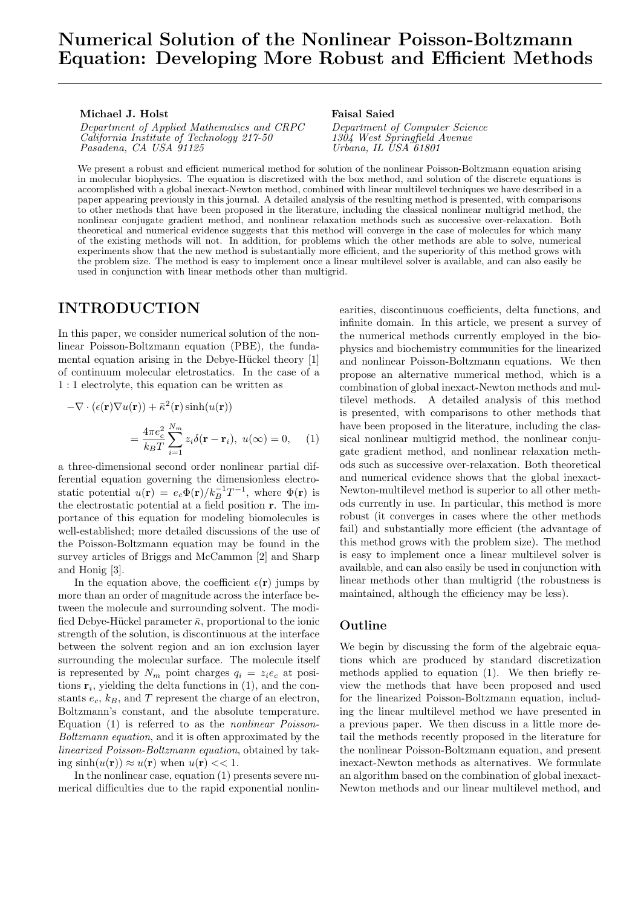# Numerical Solution of the Nonlinear Poisson-Boltzmann Equation: Developing More Robust and Efficient Methods

**Michael J. Holst**
*Department of Applied Mathematics and CRPC*
*California Institute of Technology 217-50*
*Pasadena, CA USA 91125*

**Faisal Saied**
*Department of Computer Science*
*1304 West Springfield Avenue*
*Urbana, IL USA 61801*

We present a robust and efficient numerical method for solution of the nonlinear Poisson-Boltzmann equation arising in molecular biophysics. The equation is discretized with the box method, and solution of the discrete equations is accomplished with a global inexact-Newton method, combined with linear multilevel techniques we have described in a paper appearing previously in this journal. A detailed analysis of the resulting method is presented, with comparisons to other methods that have been proposed in the literature, including the classical nonlinear multigrid method, the nonlinear conjugate gradient method, and nonlinear relaxation methods such as successive over-relaxation. Both theoretical and numerical evidence suggests that this method will converge in the case of molecules for which many of the existing methods will not. In addition, for problems which the other methods are able to solve, numerical experiments show that the new method is substantially more efficient, and the superiority of this method grows with the problem size. The method is easy to implement once a linear multilevel solver is available, and can also easily be used in conjunction with linear methods other than multigrid.

## INTRODUCTION

In this paper, we consider numerical solution of the nonlinear Poisson-Boltzmann equation (PBE), the fundamental equation arising in the Debye-Hückel theory [1] of continuum molecular eletrostatics. In the case of a $1:1$ electrolyte, this equation can be written as

$$-\nabla \cdot (\epsilon(\mathbf{r})\nabla u(\mathbf{r})) + \bar{\kappa}^2(\mathbf{r})\sinh(u(\mathbf{r})) = \frac{4\pi e_c^2}{k_B T}\sum_{i=1}^{N_m} z_i \delta(\mathbf{r}-\mathbf{r}_i),\ u(\infty) = 0, \quad (1)$$

a three-dimensional second order nonlinear partial differential equation governing the dimensionless electrostatic potential $u(\mathbf{r}) = e_c\Phi(\mathbf{r})/k_B^{-1}T^{-1}$, where $\Phi(\mathbf{r})$ is the electrostatic potential at a field position $\mathbf{r}$. The importance of this equation for modeling biomolecules is well-established; more detailed discussions of the use of the Poisson-Boltzmann equation may be found in the survey articles of Briggs and McCammon [2] and Sharp and Honig [3].

In the equation above, the coefficient $\epsilon(\mathbf{r})$ jumps by more than an order of magnitude across the interface between the molecule and surrounding solvent. The modified Debye-Hückel parameter $\bar{\kappa}$, proportional to the ionic strength of the solution, is discontinuous at the interface between the solvent region and an ion exclusion layer surrounding the molecular surface. The molecule itself is represented by $N_m$ point charges $q_i = z_i e_c$ at positions $\mathbf{r}_i$, yielding the delta functions in (1), and the constants $e_c$, $k_B$, and $T$ represent the charge of an electron, Boltzmann's constant, and the absolute temperature. Equation (1) is referred to as the *nonlinear Poisson-Boltzmann equation*, and it is often approximated by the *linearized Poisson-Boltzmann equation*, obtained by taking $\sinh(u(\mathbf{r})) \approx u(\mathbf{r})$ when $u(\mathbf{r}) << 1$.

In the nonlinear case, equation (1) presents severe numerical difficulties due to the rapid exponential nonlinearities, discontinuous coefficients, delta functions, and infinite domain. In this article, we present a survey of the numerical methods currently employed in the biophysics and biochemistry communities for the linearized and nonlinear Poisson-Boltzmann equations. We then propose an alternative numerical method, which is a combination of global inexact-Newton methods and multilevel methods. A detailed analysis of this method is presented, with comparisons to other methods that have been proposed in the literature, including the classical nonlinear multigrid method, the nonlinear conjugate gradient method, and nonlinear relaxation methods such as successive over-relaxation. Both theoretical and numerical evidence shows that the global inexact-Newton-multilevel method is superior to all other methods currently in use. In particular, this method is more robust (it converges in cases where the other methods fail) and substantially more efficient (the advantage of this method grows with the problem size). The method is easy to implement once a linear multilevel solver is available, and can also easily be used in conjunction with linear methods other than multigrid (the robustness is maintained, although the efficiency may be less).

### Outline

We begin by discussing the form of the algebraic equations which are produced by standard discretization methods applied to equation (1). We then briefly review the methods that have been proposed and used for the linearized Poisson-Boltzmann equation, including the linear multilevel method we have presented in a previous paper. We then discuss in a little more detail the methods recently proposed in the literature for the nonlinear Poisson-Boltzmann equation, and present inexact-Newton methods as alternatives. We formulate an algorithm based on the combination of global inexact-Newton methods and our linear multilevel method, and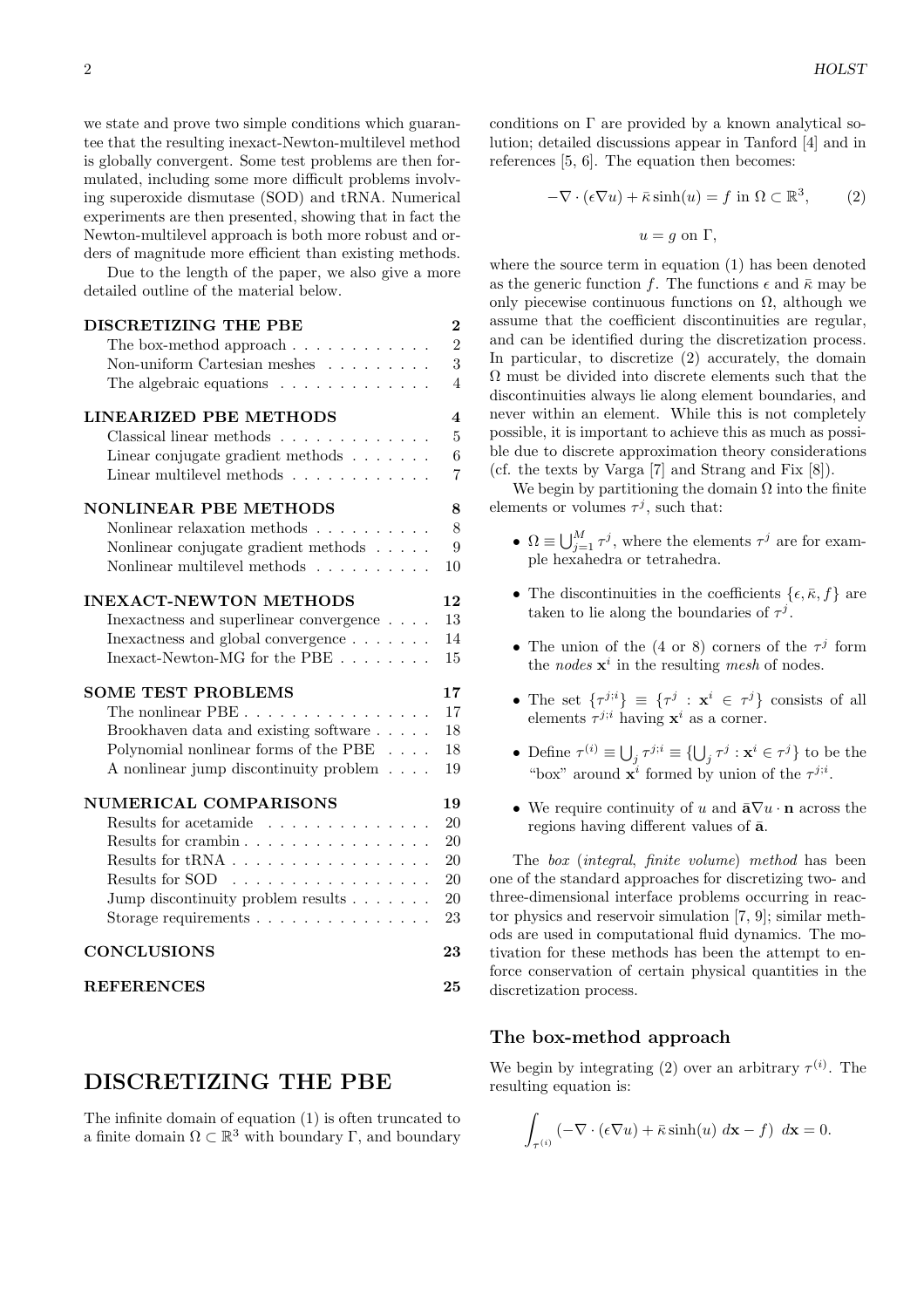we state and prove two simple conditions which guarantee that the resulting inexact-Newton-multilevel method is globally convergent. Some test problems are then formulated, including some more difficult problems involving superoxide dismutase (SOD) and tRNA. Numerical experiments are then presented, showing that in fact the Newton-multilevel approach is both more robust and orders of magnitude more efficient than existing methods.

Due to the length of the paper, we also give a more detailed outline of the material below.

**DISCRETIZING THE PBE** . . . 2
- The box-method approach . . . 2
- Non-uniform Cartesian meshes . . . 3
- The algebraic equations . . . 4

**LINEARIZED PBE METHODS** . . . 4
- Classical linear methods . . . 5
- Linear conjugate gradient methods . . . 6
- Linear multilevel methods . . . 7

**NONLINEAR PBE METHODS** . . . 8
- Nonlinear relaxation methods . . . 8
- Nonlinear conjugate gradient methods . . . 9
- Nonlinear multilevel methods . . . 10

**INEXACT-NEWTON METHODS** . . . 12
- Inexactness and superlinear convergence . . . 13
- Inexactness and global convergence . . . 14
- Inexact-Newton-MG for the PBE . . . 15

**SOME TEST PROBLEMS** . . . 17
- The nonlinear PBE . . . 17
- Brookhaven data and existing software . . . 18
- Polynomial nonlinear forms of the PBE . . . 18
- A nonlinear jump discontinuity problem . . . 19

**NUMERICAL COMPARISONS** . . . 19
- Results for acetamide . . . 20
- Results for crambin . . . 20
- Results for tRNA . . . 20
- Results for SOD . . . 20
- Jump discontinuity problem results . . . 20
- Storage requirements . . . 23

**CONCLUSIONS** . . . 23

**REFERENCES** . . . 25

# DISCRETIZING THE PBE

The infinite domain of equation (1) is often truncated to a finite domain $\Omega \subset \mathbb{R}^3$ with boundary $\Gamma$, and boundary conditions on $\Gamma$ are provided by a known analytical solution; detailed discussions appear in Tanford [4] and in references [5, 6]. The equation then becomes:

$$-\nabla \cdot (\epsilon \nabla u) + \bar{\kappa} \sinh(u) = f \text{ in } \Omega \subset \mathbb{R}^3, \qquad (2)$$

$$u = g \text{ on } \Gamma,$$

where the source term in equation (1) has been denoted as the generic function $f$. The functions $\epsilon$ and $\bar{\kappa}$ may be only piecewise continuous functions on $\Omega$, although we assume that the coefficient discontinuities are regular, and can be identified during the discretization process. In particular, to discretize (2) accurately, the domain $\Omega$ must be divided into discrete elements such that the discontinuities always lie along element boundaries, and never within an element. While this is not completely possible, it is important to achieve this as much as possible due to discrete approximation theory considerations (cf. the texts by Varga [7] and Strang and Fix [8]).

We begin by partitioning the domain $\Omega$ into the finite elements or volumes $\tau^j$, such that:

- $\Omega \equiv \bigcup_{j=1}^{M} \tau^j$, where the elements $\tau^j$ are for example hexahedra or tetrahedra.
- The discontinuities in the coefficients $\{\epsilon, \bar{\kappa}, f\}$ are taken to lie along the boundaries of $\tau^j$.
- The union of the (4 or 8) corners of the $\tau^j$ form the *nodes* $\mathbf{x}^i$ in the resulting *mesh* of nodes.
- The set $\{\tau^{j;i}\} \equiv \{\tau^j : \mathbf{x}^i \in \tau^j\}$ consists of all elements $\tau^{j;i}$ having $\mathbf{x}^i$ as a corner.
- Define $\tau^{(i)} \equiv \bigcup_j \tau^{j;i} \equiv \{\bigcup_j \tau^j : \mathbf{x}^i \in \tau^j\}$ to be the "box" around $\mathbf{x}^i$ formed by union of the $\tau^{j;i}$.
- We require continuity of $u$ and $\bar{\mathbf{a}} \nabla u \cdot \mathbf{n}$ across the regions having different values of $\bar{\mathbf{a}}$.

The *box* (*integral*, *finite volume*) *method* has been one of the standard approaches for discretizing two- and three-dimensional interface problems occurring in reactor physics and reservoir simulation [7, 9]; similar methods are used in computational fluid dynamics. The motivation for these methods has been the attempt to enforce conservation of certain physical quantities in the discretization process.

## The box-method approach

We begin by integrating (2) over an arbitrary $\tau^{(i)}$. The resulting equation is:

$$\int_{\tau^{(i)}} (-\nabla \cdot (\epsilon \nabla u) + \bar{\kappa} \sinh(u) \; d\mathbf{x} - f) \; d\mathbf{x} = 0.$$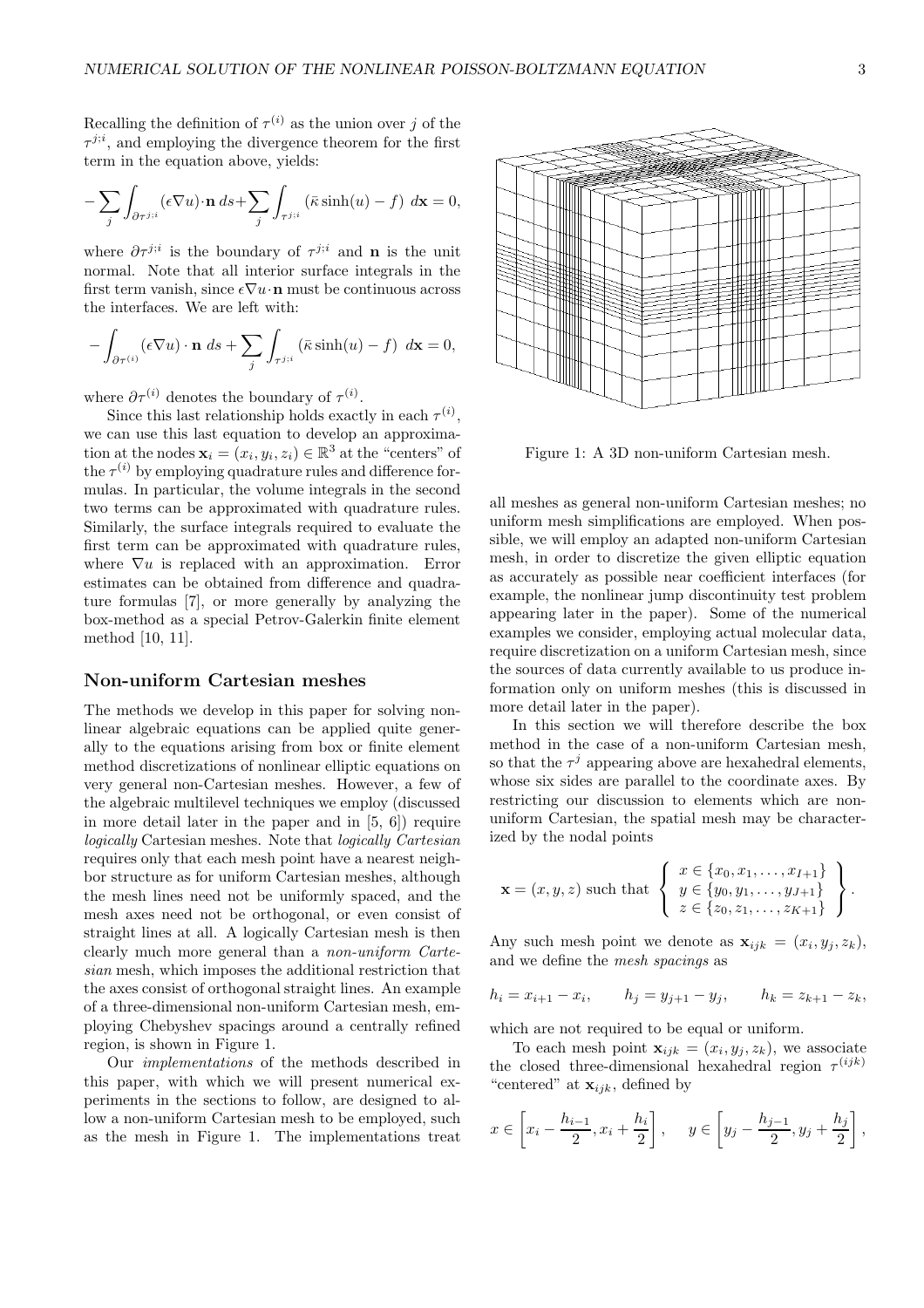Recalling the definition of $\tau^{(i)}$ as the union over $j$ of the $\tau^{j;i}$, and employing the divergence theorem for the first term in the equation above, yields:

$$-\sum_j \int_{\partial\tau^{j;i}} (\epsilon\nabla u)\cdot\mathbf{n}\, ds + \sum_j \int_{\tau^{j;i}} (\bar{\kappa}\sinh(u) - f)\ d\mathbf{x} = 0,$$

where $\partial\tau^{j;i}$ is the boundary of $\tau^{j;i}$ and $\mathbf{n}$ is the unit normal. Note that all interior surface integrals in the first term vanish, since $\epsilon\nabla u\cdot\mathbf{n}$ must be continuous across the interfaces. We are left with:

$$-\int_{\partial\tau^{(i)}} (\epsilon\nabla u)\cdot\mathbf{n}\ ds + \sum_j \int_{\tau^{j;i}} (\bar{\kappa}\sinh(u) - f)\ d\mathbf{x} = 0,$$

where $\partial\tau^{(i)}$ denotes the boundary of $\tau^{(i)}$.

Since this last relationship holds exactly in each $\tau^{(i)}$, we can use this last equation to develop an approximation at the nodes $\mathbf{x}_i = (x_i, y_i, z_i) \in \mathbb{R}^3$ at the "centers" of the $\tau^{(i)}$ by employing quadrature rules and difference formulas. In particular, the volume integrals in the second two terms can be approximated with quadrature rules. Similarly, the surface integrals required to evaluate the first term can be approximated with quadrature rules, where $\nabla u$ is replaced with an approximation. Error estimates can be obtained from difference and quadrature formulas [7], or more generally by analyzing the box-method as a special Petrov-Galerkin finite element method [10, 11].

## Non-uniform Cartesian meshes

The methods we develop in this paper for solving nonlinear algebraic equations can be applied quite generally to the equations arising from box or finite element method discretizations of nonlinear elliptic equations on very general non-Cartesian meshes. However, a few of the algebraic multilevel techniques we employ (discussed in more detail later in the paper and in [5, 6]) require *logically* Cartesian meshes. Note that *logically Cartesian* requires only that each mesh point have a nearest neighbor structure as for uniform Cartesian meshes, although the mesh lines need not be uniformly spaced, and the mesh axes need not be orthogonal, or even consist of straight lines at all. A logically Cartesian mesh is then clearly much more general than a *non-uniform Cartesian* mesh, which imposes the additional restriction that the axes consist of orthogonal straight lines. An example of a three-dimensional non-uniform Cartesian mesh, employing Chebyshev spacings around a centrally refined region, is shown in Figure 1.

Figure 1: A 3D non-uniform Cartesian mesh.

Our *implementations* of the methods described in this paper, with which we will present numerical experiments in the sections to follow, are designed to allow a non-uniform Cartesian mesh to be employed, such as the mesh in Figure 1. The implementations treat all meshes as general non-uniform Cartesian meshes; no uniform mesh simplifications are employed. When possible, we will employ an adapted non-uniform Cartesian mesh, in order to discretize the given elliptic equation as accurately as possible near coefficient interfaces (for example, the nonlinear jump discontinuity test problem appearing later in the paper). Some of the numerical examples we consider, employing actual molecular data, require discretization on a uniform Cartesian mesh, since the sources of data currently available to us produce information only on uniform meshes (this is discussed in more detail later in the paper).

In this section we will therefore describe the box method in the case of a non-uniform Cartesian mesh, so that the $\tau^j$ appearing above are hexahedral elements, whose six sides are parallel to the coordinate axes. By restricting our discussion to elements which are non-uniform Cartesian, the spatial mesh may be characterized by the nodal points

$$\mathbf{x} = (x, y, z) \text{ such that } \left\{ \begin{array}{l} x \in \{x_0, x_1, \ldots, x_{I+1}\} \\ y \in \{y_0, y_1, \ldots, y_{J+1}\} \\ z \in \{z_0, z_1, \ldots, z_{K+1}\} \end{array} \right\}.$$

Any such mesh point we denote as $\mathbf{x}_{ijk} = (x_i, y_j, z_k)$, and we define the *mesh spacings* as

$$h_i = x_{i+1} - x_i, \qquad h_j = y_{j+1} - y_j, \qquad h_k = z_{k+1} - z_k,$$

which are not required to be equal or uniform.

To each mesh point $\mathbf{x}_{ijk} = (x_i, y_j, z_k)$, we associate the closed three-dimensional hexahedral region $\tau^{(ijk)}$ "centered" at $\mathbf{x}_{ijk}$, defined by

$$x \in \left[x_i - \frac{h_{i-1}}{2}, x_i + \frac{h_i}{2}\right], \quad y \in \left[y_j - \frac{h_{j-1}}{2}, y_j + \frac{h_j}{2}\right],$$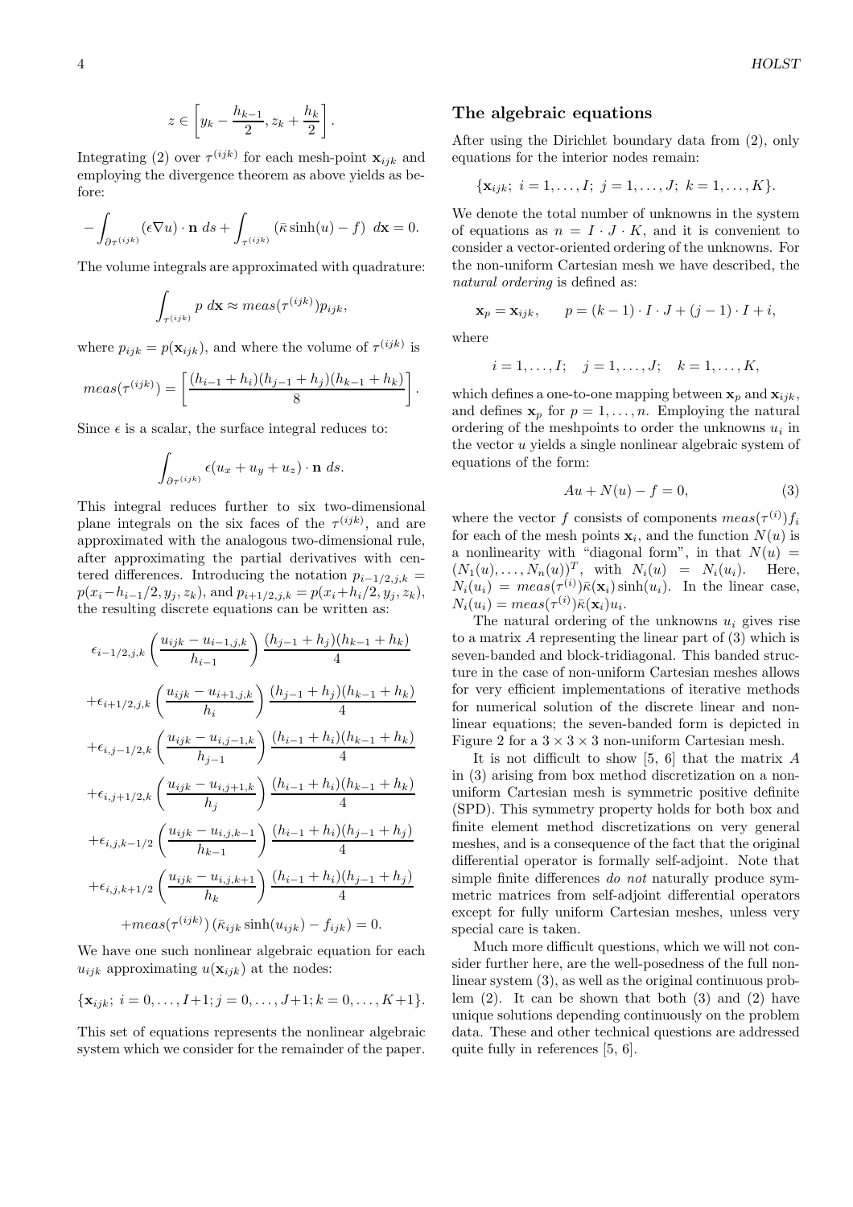$$z \in \left[ y_k - \frac{h_{k-1}}{2}, z_k + \frac{h_k}{2} \right].$$

Integrating (2) over $\tau^{(ijk)}$ for each mesh-point $\mathbf{x}_{ijk}$ and employing the divergence theorem as above yields as before:

$$-\int_{\partial \tau^{(ijk)}} (\epsilon \nabla u) \cdot \mathbf{n} \ ds + \int_{\tau^{(ijk)}} (\bar{\kappa} \sinh(u) - f) \ d\mathbf{x} = 0.$$

The volume integrals are approximated with quadrature:

$$\int_{\tau^{(ijk)}} p \ d\mathbf{x} \approx meas(\tau^{(ijk)}) p_{ijk},$$

where $p_{ijk} = p(\mathbf{x}_{ijk})$, and where the volume of $\tau^{(ijk)}$ is

$$meas(\tau^{(ijk)}) = \left[ \frac{(h_{i-1}+h_i)(h_{j-1}+h_j)(h_{k-1}+h_k)}{8} \right].$$

Since $\epsilon$ is a scalar, the surface integral reduces to:

$$\int_{\partial \tau^{(ijk)}} \epsilon (u_x + u_y + u_z) \cdot \mathbf{n} \ ds.$$

This integral reduces further to six two-dimensional plane integrals on the six faces of the $\tau^{(ijk)}$, and are approximated with the analogous two-dimensional rule, after approximating the partial derivatives with centered differences. Introducing the notation $p_{i-1/2,j,k} = p(x_i - h_{i-1}/2, y_j, z_k)$, and $p_{i+1/2,j,k} = p(x_i + h_i/2, y_j, z_k)$, the resulting discrete equations can be written as:

$$\epsilon_{i-1/2,j,k} \left( \frac{u_{ijk} - u_{i-1,j,k}}{h_{i-1}} \right) \frac{(h_{j-1}+h_j)(h_{k-1}+h_k)}{4}$$

$$+\epsilon_{i+1/2,j,k} \left( \frac{u_{ijk} - u_{i+1,j,k}}{h_i} \right) \frac{(h_{j-1}+h_j)(h_{k-1}+h_k)}{4}$$

$$+\epsilon_{i,j-1/2,k} \left( \frac{u_{ijk} - u_{i,j-1,k}}{h_{j-1}} \right) \frac{(h_{i-1}+h_i)(h_{k-1}+h_k)}{4}$$

$$+\epsilon_{i,j+1/2,k} \left( \frac{u_{ijk} - u_{i,j+1,k}}{h_j} \right) \frac{(h_{i-1}+h_i)(h_{k-1}+h_k)}{4}$$

$$+\epsilon_{i,j,k-1/2} \left( \frac{u_{ijk} - u_{i,j,k-1}}{h_{k-1}} \right) \frac{(h_{i-1}+h_i)(h_{j-1}+h_j)}{4}$$

$$+\epsilon_{i,j,k+1/2} \left( \frac{u_{ijk} - u_{i,j,k+1}}{h_k} \right) \frac{(h_{i-1}+h_i)(h_{j-1}+h_j)}{4}$$

$$+meas(\tau^{(ijk)}) \left( \bar{\kappa}_{ijk} \sinh(u_{ijk}) - f_{ijk} \right) = 0.$$

We have one such nonlinear algebraic equation for each $u_{ijk}$ approximating $u(\mathbf{x}_{ijk})$ at the nodes:

$$\{ \mathbf{x}_{ijk}; \ i = 0, \ldots, I+1; j = 0, \ldots, J+1; k = 0, \ldots, K+1 \}.$$

This set of equations represents the nonlinear algebraic system which we consider for the remainder of the paper.

## The algebraic equations

After using the Dirichlet boundary data from (2), only equations for the interior nodes remain:

$$\{ \mathbf{x}_{ijk}; \ i = 1, \ldots, I; \ j = 1, \ldots, J; \ k = 1, \ldots, K \}.$$

We denote the total number of unknowns in the system of equations as $n = I \cdot J \cdot K$, and it is convenient to consider a vector-oriented ordering of the unknowns. For the non-uniform Cartesian mesh we have described, the *natural ordering* is defined as:

$$\mathbf{x}_p = \mathbf{x}_{ijk}, \qquad p = (k-1) \cdot I \cdot J + (j-1) \cdot I + i,$$

where

$$i = 1, \ldots, I; \quad j = 1, \ldots, J; \quad k = 1, \ldots, K,$$

which defines a one-to-one mapping between $\mathbf{x}_p$ and $\mathbf{x}_{ijk}$, and defines $\mathbf{x}_p$ for $p = 1, \ldots, n$. Employing the natural ordering of the meshpoints to order the unknowns $u_i$ in the vector $u$ yields a single nonlinear algebraic system of equations of the form:

$$Au + N(u) - f = 0, \tag{3}$$

where the vector $f$ consists of components $meas(\tau^{(i)}) f_i$ for each of the mesh points $\mathbf{x}_i$, and the function $N(u)$ is a nonlinearity with "diagonal form", in that $N(u) = (N_1(u), \ldots, N_n(u))^T$, with $N_i(u) = N_i(u_i)$. Here, $N_i(u_i) = meas(\tau^{(i)}) \bar{\kappa}(\mathbf{x}_i) \sinh(u_i)$. In the linear case, $N_i(u_i) = meas(\tau^{(i)}) \bar{\kappa}(\mathbf{x}_i) u_i$.

The natural ordering of the unknowns $u_i$ gives rise to a matrix $A$ representing the linear part of (3) which is seven-banded and block-tridiagonal. This banded structure in the case of non-uniform Cartesian meshes allows for very efficient implementations of iterative methods for numerical solution of the discrete linear and nonlinear equations; the seven-banded form is depicted in Figure 2 for a $3 \times 3 \times 3$ non-uniform Cartesian mesh.

It is not difficult to show [5, 6] that the matrix $A$ in (3) arising from box method discretization on a non-uniform Cartesian mesh is symmetric positive definite (SPD). This symmetry property holds for both box and finite element method discretizations on very general meshes, and is a consequence of the fact that the original differential operator is formally self-adjoint. Note that simple finite differences *do not* naturally produce symmetric matrices from self-adjoint differential operators except for fully uniform Cartesian meshes, unless very special care is taken.

Much more difficult questions, which we will not consider further here, are the well-posedness of the full nonlinear system (3), as well as the original continuous problem (2). It can be shown that both (3) and (2) have unique solutions depending continuously on the problem data. These and other technical questions are addressed quite fully in references [5, 6].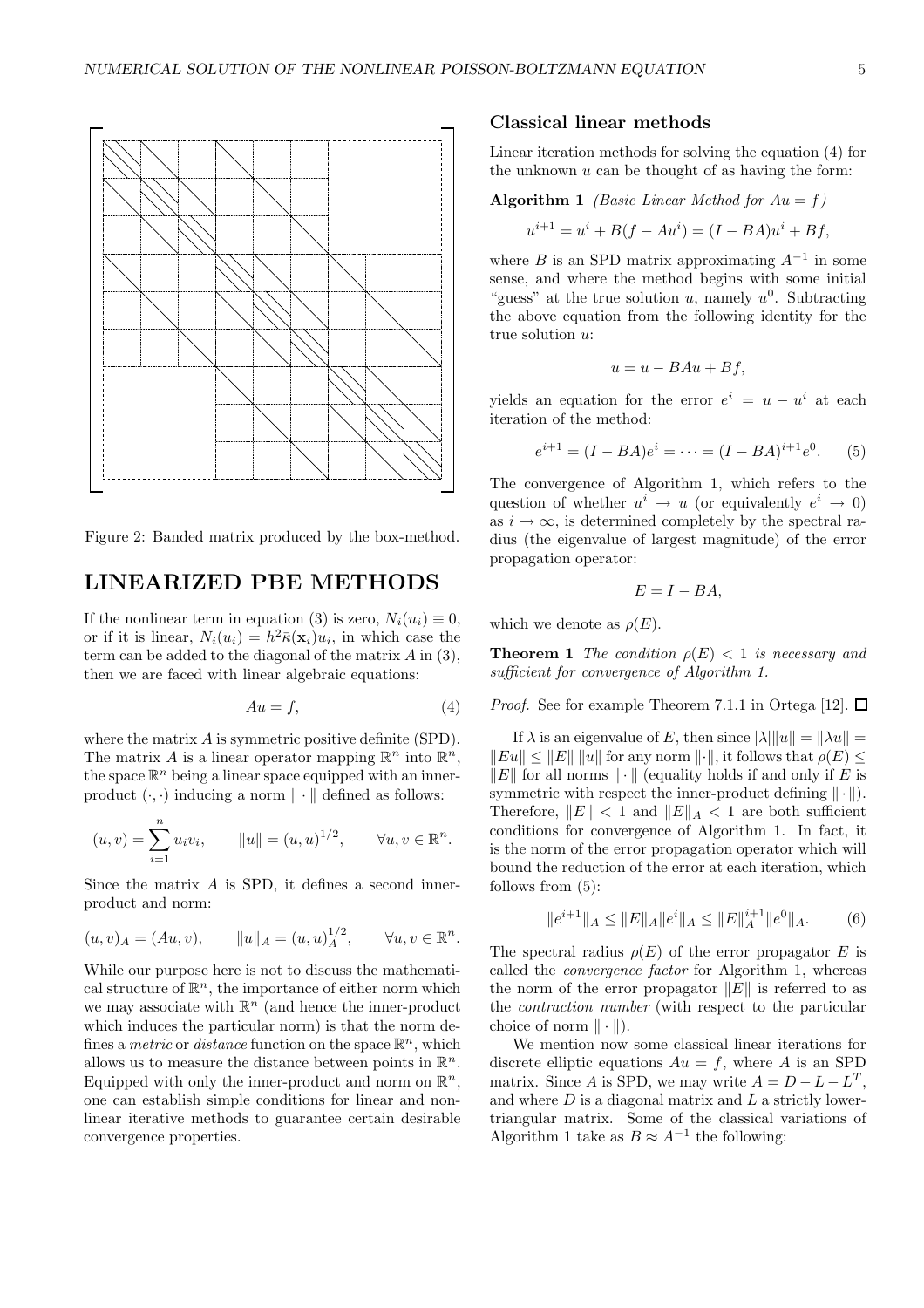Figure 2: Banded matrix produced by the box-method.

## LINEARIZED PBE METHODS

If the nonlinear term in equation (3) is zero, $N_i(u_i) \equiv 0$, or if it is linear, $N_i(u_i) = h^2 \bar{\kappa}(\mathbf{x}_i) u_i$, in which case the term can be added to the diagonal of the matrix $A$ in (3), then we are faced with linear algebraic equations:

$$Au = f, \tag{4}$$

where the matrix $A$ is symmetric positive definite (SPD). The matrix $A$ is a linear operator mapping $\mathbb{R}^n$ into $\mathbb{R}^n$, the space $\mathbb{R}^n$ being a linear space equipped with an inner-product $(\cdot,\cdot)$ inducing a norm $\|\cdot\|$ defined as follows:

$$(u, v) = \sum_{i=1}^{n} u_i v_i, \qquad \|u\| = (u, u)^{1/2}, \qquad \forall u, v \in \mathbb{R}^n.$$

Since the matrix $A$ is SPD, it defines a second inner-product and norm:

$$(u, v)_A = (Au, v), \qquad \|u\|_A = (u, u)_A^{1/2}, \qquad \forall u, v \in \mathbb{R}^n.$$

While our purpose here is not to discuss the mathematical structure of $\mathbb{R}^n$, the importance of either norm which we may associate with $\mathbb{R}^n$ (and hence the inner-product which induces the particular norm) is that the norm defines a *metric* or *distance* function on the space $\mathbb{R}^n$, which allows us to measure the distance between points in $\mathbb{R}^n$. Equipped with only the inner-product and norm on $\mathbb{R}^n$, one can establish simple conditions for linear and nonlinear iterative methods to guarantee certain desirable convergence properties.

### Classical linear methods

Linear iteration methods for solving the equation (4) for the unknown $u$ can be thought of as having the form:

**Algorithm 1** *(Basic Linear Method for $Au = f$)*

$$u^{i+1} = u^i + B(f - Au^i) = (I - BA)u^i + Bf,$$

where $B$ is an SPD matrix approximating $A^{-1}$ in some sense, and where the method begins with some initial "guess" at the true solution $u$, namely $u^0$. Subtracting the above equation from the following identity for the true solution $u$:

$$u = u - BAu + Bf,$$

yields an equation for the error $e^i = u - u^i$ at each iteration of the method:

$$e^{i+1} = (I - BA)e^i = \cdots = (I - BA)^{i+1} e^0. \tag{5}$$

The convergence of Algorithm 1, which refers to the question of whether $u^i \to u$ (or equivalently $e^i \to 0$) as $i \to \infty$, is determined completely by the spectral radius (the eigenvalue of largest magnitude) of the error propagation operator:

$$E = I - BA,$$

which we denote as $\rho(E)$.

**Theorem 1** *The condition $\rho(E) < 1$ is necessary and sufficient for convergence of Algorithm 1.*

*Proof.* See for example Theorem 7.1.1 in Ortega [12]. □

If $\lambda$ is an eigenvalue of $E$, then since $|\lambda|\|u\| = \|\lambda u\| = \|Eu\| \leq \|E\| \, \|u\|$ for any norm $\|\cdot\|$, it follows that $\rho(E) \leq \|E\|$ for all norms $\|\cdot\|$ (equality holds if and only if $E$ is symmetric with respect the inner-product defining $\|\cdot\|$). Therefore, $\|E\| < 1$ and $\|E\|_A < 1$ are both sufficient conditions for convergence of Algorithm 1. In fact, it is the norm of the error propagation operator which will bound the reduction of the error at each iteration, which follows from (5):

$$\|e^{i+1}\|_A \leq \|E\|_A \|e^i\|_A \leq \|E\|_A^{i+1} \|e^0\|_A. \tag{6}$$

The spectral radius $\rho(E)$ of the error propagator $E$ is called the *convergence factor* for Algorithm 1, whereas the norm of the error propagator $\|E\|$ is referred to as the *contraction number* (with respect to the particular choice of norm $\|\cdot\|$).

We mention now some classical linear iterations for discrete elliptic equations $Au = f$, where $A$ is an SPD matrix. Since $A$ is SPD, we may write $A = D - L - L^T$, and where $D$ is a diagonal matrix and $L$ a strictly lower-triangular matrix. Some of the classical variations of Algorithm 1 take as $B \approx A^{-1}$ the following: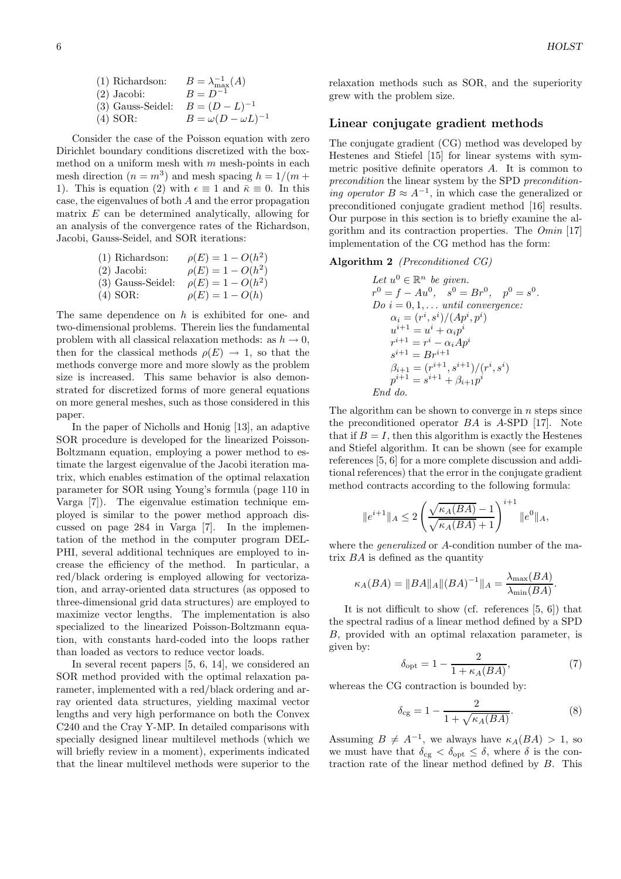(1) Richardson: $B = \lambda_{\max}^{-1}(A)$
(2) Jacobi: $B = D^{-1}$
(3) Gauss-Seidel: $B = (D - L)^{-1}$
(4) SOR: $B = \omega(D - \omega L)^{-1}$

Consider the case of the Poisson equation with zero Dirichlet boundary conditions discretized with the box-method on a uniform mesh with $m$ mesh-points in each mesh direction ($n = m^3$) and mesh spacing $h = 1/(m + 1)$. This is equation (2) with $\epsilon \equiv 1$ and $\bar{\kappa} \equiv 0$. In this case, the eigenvalues of both $A$ and the error propagation matrix $E$ can be determined analytically, allowing for an analysis of the convergence rates of the Richardson, Jacobi, Gauss-Seidel, and SOR iterations:

(1) Richardson: $\rho(E) = 1 - O(h^2)$
(2) Jacobi: $\rho(E) = 1 - O(h^2)$
(3) Gauss-Seidel: $\rho(E) = 1 - O(h^2)$
(4) SOR: $\rho(E) = 1 - O(h)$

The same dependence on $h$ is exhibited for one- and two-dimensional problems. Therein lies the fundamental problem with all classical relaxation methods: as $h \to 0$, then for the classical methods $\rho(E) \to 1$, so that the methods converge more and more slowly as the problem size is increased. This same behavior is also demonstrated for discretized forms of more general equations on more general meshes, such as those considered in this paper.

In the paper of Nicholls and Honig [13], an adaptive SOR procedure is developed for the linearized Poisson-Boltzmann equation, employing a power method to estimate the largest eigenvalue of the Jacobi iteration matrix, which enables estimation of the optimal relaxation parameter for SOR using Young's formula (page 110 in Varga [7]). The eigenvalue estimation technique employed is similar to the power method approach discussed on page 284 in Varga [7]. In the implementation of the method in the computer program DELPHI, several additional techniques are employed to increase the efficiency of the method. In particular, a red/black ordering is employed allowing for vectorization, and array-oriented data structures (as opposed to three-dimensional grid data structures) are employed to maximize vector lengths. The implementation is also specialized to the linearized Poisson-Boltzmann equation, with constants hard-coded into the loops rather than loaded as vectors to reduce vector loads.

In several recent papers [5, 6, 14], we considered an SOR method provided with the optimal relaxation parameter, implemented with a red/black ordering and array oriented data structures, yielding maximal vector lengths and very high performance on both the Convex C240 and the Cray Y-MP. In detailed comparisons with specially designed linear multilevel methods (which we will briefly review in a moment), experiments indicated that the linear multilevel methods were superior to the relaxation methods such as SOR, and the superiority grew with the problem size.

## Linear conjugate gradient methods

The conjugate gradient (CG) method was developed by Hestenes and Stiefel [15] for linear systems with symmetric positive definite operators $A$. It is common to *precondition* the linear system by the SPD *preconditioning operator* $B \approx A^{-1}$, in which case the generalized or preconditioned conjugate gradient method [16] results. Our purpose in this section is to briefly examine the algorithm and its contraction properties. The *Omin* [17] implementation of the CG method has the form:

**Algorithm 2** *(Preconditioned CG)*

*Let* $u^0 \in \mathbb{R}^n$ *be given.*
$r^0 = f - Au^0, \quad s^0 = Br^0, \quad p^0 = s^0.$
*Do* $i = 0, 1, \ldots$ *until convergence:*
$\quad \alpha_i = (r^i, s^i)/(Ap^i, p^i)$
$\quad u^{i+1} = u^i + \alpha_i p^i$
$\quad r^{i+1} = r^i - \alpha_i A p^i$
$\quad s^{i+1} = Br^{i+1}$
$\quad \beta_{i+1} = (r^{i+1}, s^{i+1})/(r^i, s^i)$
$\quad p^{i+1} = s^{i+1} + \beta_{i+1} p^i$
*End do.*

The algorithm can be shown to converge in $n$ steps since the preconditioned operator $BA$ is $A$-SPD [17]. Note that if $B = I$, then this algorithm is exactly the Hestenes and Stiefel algorithm. It can be shown (see for example references [5, 6] for a more complete discussion and additional references) that the error in the conjugate gradient method contracts according to the following formula:

$$\|e^{i+1}\|_A \le 2 \left( \frac{\sqrt{\kappa_A(BA)} - 1}{\sqrt{\kappa_A(BA)} + 1} \right)^{i+1} \|e^0\|_A,$$

where the *generalized* or $A$-condition number of the matrix $BA$ is defined as the quantity

$$\kappa_A(BA) = \|BA\|_A \|(BA)^{-1}\|_A = \frac{\lambda_{\max}(BA)}{\lambda_{\min}(BA)}.$$

It is not difficult to show (cf. references [5, 6]) that the spectral radius of a linear method defined by a SPD $B$, provided with an optimal relaxation parameter, is given by:

$$\delta_{\rm opt} = 1 - \frac{2}{1 + \kappa_A(BA)}, \tag{7}$$

whereas the CG contraction is bounded by:

$$\delta_{\rm cg} = 1 - \frac{2}{1 + \sqrt{\kappa_A(BA)}}. \tag{8}$$

Assuming $B \neq A^{-1}$, we always have $\kappa_A(BA) > 1$, so we must have that $\delta_{\rm cg} < \delta_{\rm opt} \le \delta$, where $\delta$ is the contraction rate of the linear method defined by $B$. This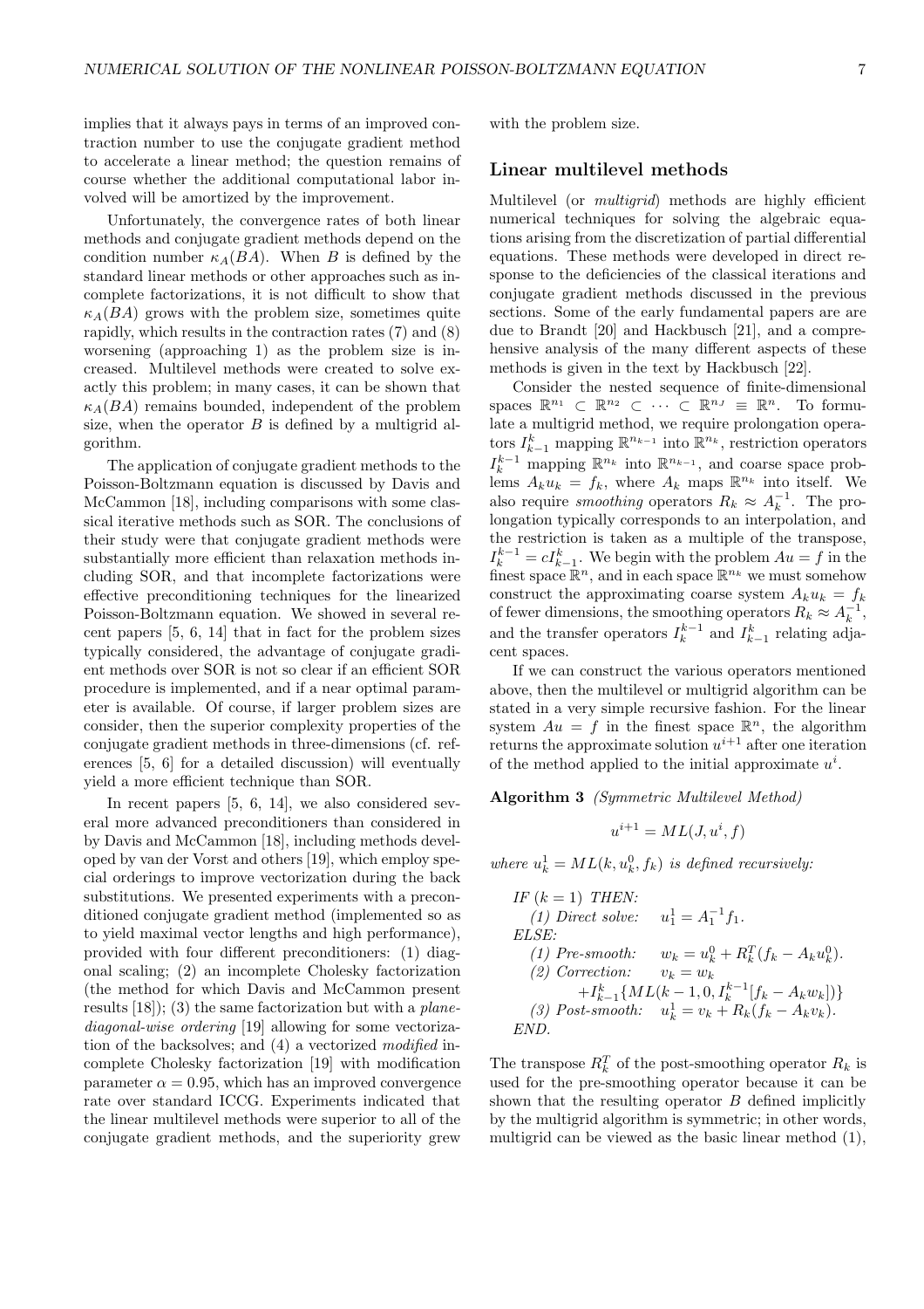implies that it always pays in terms of an improved contraction number to use the conjugate gradient method to accelerate a linear method; the question remains of course whether the additional computational labor involved will be amortized by the improvement.

Unfortunately, the convergence rates of both linear methods and conjugate gradient methods depend on the condition number $\kappa_A(BA)$. When $B$ is defined by the standard linear methods or other approaches such as incomplete factorizations, it is not difficult to show that $\kappa_A(BA)$ grows with the problem size, sometimes quite rapidly, which results in the contraction rates (7) and (8) worsening (approaching 1) as the problem size is increased. Multilevel methods were created to solve exactly this problem; in many cases, it can be shown that $\kappa_A(BA)$ remains bounded, independent of the problem size, when the operator $B$ is defined by a multigrid algorithm.

The application of conjugate gradient methods to the Poisson-Boltzmann equation is discussed by Davis and McCammon [18], including comparisons with some classical iterative methods such as SOR. The conclusions of their study were that conjugate gradient methods were substantially more efficient than relaxation methods including SOR, and that incomplete factorizations were effective preconditioning techniques for the linearized Poisson-Boltzmann equation. We showed in several recent papers [5, 6, 14] that in fact for the problem sizes typically considered, the advantage of conjugate gradient methods over SOR is not so clear if an efficient SOR procedure is implemented, and if a near optimal parameter is available. Of course, if larger problem sizes are consider, then the superior complexity properties of the conjugate gradient methods in three-dimensions (cf. references [5, 6] for a detailed discussion) will eventually yield a more efficient technique than SOR.

In recent papers [5, 6, 14], we also considered several more advanced preconditioners than considered in by Davis and McCammon [18], including methods developed by van der Vorst and others [19], which employ special orderings to improve vectorization during the back substitutions. We presented experiments with a preconditioned conjugate gradient method (implemented so as to yield maximal vector lengths and high performance), provided with four different preconditioners: (1) diagonal scaling; (2) an incomplete Cholesky factorization (the method for which Davis and McCammon present results [18]); (3) the same factorization but with a *plane-diagonal-wise ordering* [19] allowing for some vectorization of the backsolves; and (4) a vectorized *modified* incomplete Cholesky factorization [19] with modification parameter $\alpha = 0.95$, which has an improved convergence rate over standard ICCG. Experiments indicated that the linear multilevel methods were superior to all of the conjugate gradient methods, and the superiority grew with the problem size.

## Linear multilevel methods

Multilevel (or *multigrid*) methods are highly efficient numerical techniques for solving the algebraic equations arising from the discretization of partial differential equations. These methods were developed in direct response to the deficiencies of the classical iterations and conjugate gradient methods discussed in the previous sections. Some of the early fundamental papers are are due to Brandt [20] and Hackbusch [21], and a comprehensive analysis of the many different aspects of these methods is given in the text by Hackbusch [22].

Consider the nested sequence of finite-dimensional spaces $\mathbb{R}^{n_1} \subset \mathbb{R}^{n_2} \subset \cdots \subset \mathbb{R}^{n_J} \equiv \mathbb{R}^n$. To formulate a multigrid method, we require prolongation operators $I_{k-1}^k$ mapping $\mathbb{R}^{n_{k-1}}$ into $\mathbb{R}^{n_k}$, restriction operators $I_k^{k-1}$ mapping $\mathbb{R}^{n_k}$ into $\mathbb{R}^{n_{k-1}}$, and coarse space problems $A_k u_k = f_k$, where $A_k$ maps $\mathbb{R}^{n_k}$ into itself. We also require *smoothing* operators $R_k \approx A_k^{-1}$. The prolongation typically corresponds to an interpolation, and the restriction is taken as a multiple of the transpose, $I_k^{k-1} = cI_{k-1}^k$. We begin with the problem $Au = f$ in the finest space $\mathbb{R}^n$, and in each space $\mathbb{R}^{n_k}$ we must somehow construct the approximating coarse system $A_k u_k = f_k$ of fewer dimensions, the smoothing operators $R_k \approx A_k^{-1}$, and the transfer operators $I_k^{k-1}$ and $I_{k-1}^k$ relating adjacent spaces.

If we can construct the various operators mentioned above, then the multilevel or multigrid algorithm can be stated in a very simple recursive fashion. For the linear system $Au = f$ in the finest space $\mathbb{R}^n$, the algorithm returns the approximate solution $u^{i+1}$ after one iteration of the method applied to the initial approximate $u^i$.

**Algorithm 3** *(Symmetric Multilevel Method)*

$$u^{i+1} = ML(J, u^i, f)$$

*where* $u_k^1 = ML(k, u_k^0, f_k)$ *is defined recursively:*

*IF* $(k = 1)$ *THEN:*
  *(1) Direct solve:* $u_k^1 = A_1^{-1} f_1$.
*ELSE:*
  *(1) Pre-smooth:* $w_k = u_k^0 + R_k^T (f_k - A_k u_k^0)$.
  *(2) Correction:* $v_k = w_k + I_{k-1}^k \{ ML(k-1, 0, I_k^{k-1}[f_k - A_k w_k]) \}$
  *(3) Post-smooth:* $u_k^1 = v_k + R_k (f_k - A_k v_k)$.
*END.*

The transpose $R_k^T$ of the post-smoothing operator $R_k$ is used for the pre-smoothing operator because it can be shown that the resulting operator $B$ defined implicitly by the multigrid algorithm is symmetric; in other words, multigrid can be viewed as the basic linear method (1),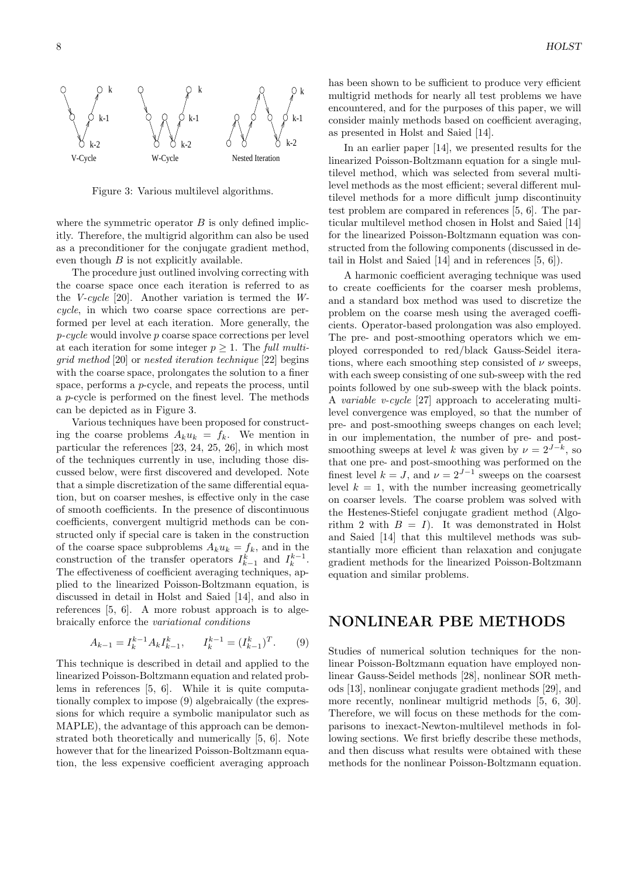Figure 3: Various multilevel algorithms.

where the symmetric operator $B$ is only defined implicitly. Therefore, the multigrid algorithm can also be used as a preconditioner for the conjugate gradient method, even though $B$ is not explicitly available.

The procedure just outlined involving correcting with the coarse space once each iteration is referred to as the *V-cycle* [20]. Another variation is termed the *W-cycle*, in which two coarse space corrections are performed per level at each iteration. More generally, the *p-cycle* would involve $p$ coarse space corrections per level at each iteration for some integer $p \geq 1$. The *full multigrid method* [20] or *nested iteration technique* [22] begins with the coarse space, prolongates the solution to a finer space, performs a $p$-cycle, and repeats the process, until a $p$-cycle is performed on the finest level. The methods can be depicted as in Figure 3.

Various techniques have been proposed for constructing the coarse problems $A_k u_k = f_k$. We mention in particular the references [23, 24, 25, 26], in which most of the techniques currently in use, including those discussed below, were first discovered and developed. Note that a simple discretization of the same differential equation, but on coarser meshes, is effective only in the case of smooth coefficients. In the presence of discontinuous coefficients, convergent multigrid methods can be constructed only if special care is taken in the construction of the coarse space subproblems $A_k u_k = f_k$, and in the construction of the transfer operators $I_{k-1}^{k}$ and $I_{k}^{k-1}$. The effectiveness of coefficient averaging techniques, applied to the linearized Poisson-Boltzmann equation, is discussed in detail in Holst and Saied [14], and also in references [5, 6]. A more robust approach is to algebraically enforce the *variational conditions*

$$A_{k-1} = I_{k}^{k-1} A_k I_{k-1}^{k}, \qquad I_{k}^{k-1} = (I_{k-1}^{k})^T. \tag{9}$$

This technique is described in detail and applied to the linearized Poisson-Boltzmann equation and related problems in references [5, 6]. While it is quite computationally complex to impose (9) algebraically (the expressions for which require a symbolic manipulator such as MAPLE), the advantage of this approach can be demonstrated both theoretically and numerically [5, 6]. Note however that for the linearized Poisson-Boltzmann equation, the less expensive coefficient averaging approach has been shown to be sufficient to produce very efficient multigrid methods for nearly all test problems we have encountered, and for the purposes of this paper, we will consider mainly methods based on coefficient averaging, as presented in Holst and Saied [14].

In an earlier paper [14], we presented results for the linearized Poisson-Boltzmann equation for a single multilevel method, which was selected from several multilevel methods as the most efficient; several different multilevel methods for a more difficult jump discontinuity test problem are compared in references [5, 6]. The particular multilevel method chosen in Holst and Saied [14] for the linearized Poisson-Boltzmann equation was constructed from the following components (discussed in detail in Holst and Saied [14] and in references [5, 6]).

A harmonic coefficient averaging technique was used to create coefficients for the coarser mesh problems, and a standard box method was used to discretize the problem on the coarse mesh using the averaged coefficients. Operator-based prolongation was also employed. The pre- and post-smoothing operators which we employed corresponded to red/black Gauss-Seidel iterations, where each smoothing step consisted of $\nu$ sweeps, with each sweep consisting of one sub-sweep with the red points followed by one sub-sweep with the black points. A *variable v-cycle* [27] approach to accelerating multilevel convergence was employed, so that the number of pre- and post-smoothing sweeps changes on each level; in our implementation, the number of pre- and post-smoothing sweeps at level $k$ was given by $\nu = 2^{J-k}$, so that one pre- and post-smoothing was performed on the finest level $k = J$, and $\nu = 2^{J-1}$ sweeps on the coarsest level $k = 1$, with the number increasing geometrically on coarser levels. The coarse problem was solved with the Hestenes-Stiefel conjugate gradient method (Algorithm 2 with $B = I$). It was demonstrated in Holst and Saied [14] that this multilevel methods was substantially more efficient than relaxation and conjugate gradient methods for the linearized Poisson-Boltzmann equation and similar problems.

# NONLINEAR PBE METHODS

Studies of numerical solution techniques for the nonlinear Poisson-Boltzmann equation have employed nonlinear Gauss-Seidel methods [28], nonlinear SOR methods [13], nonlinear conjugate gradient methods [29], and more recently, nonlinear multigrid methods [5, 6, 30]. Therefore, we will focus on these methods for the comparisons to inexact-Newton-multilevel methods in following sections. We first briefly describe these methods, and then discuss what results were obtained with these methods for the nonlinear Poisson-Boltzmann equation.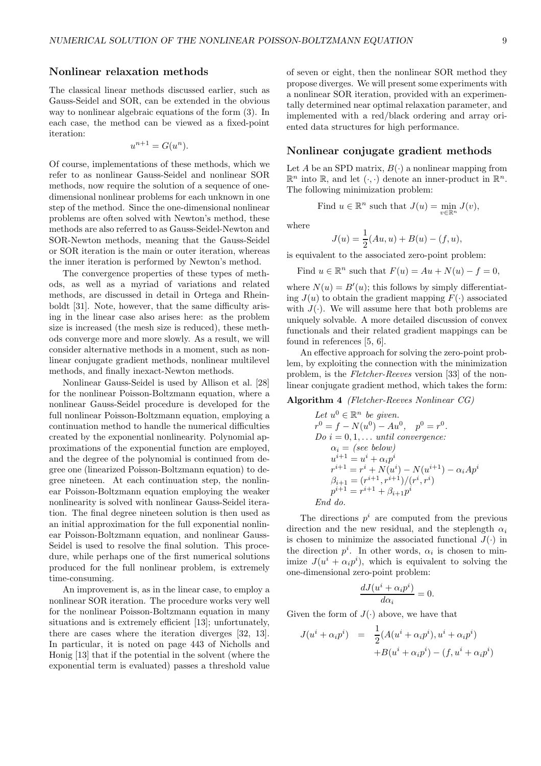## Nonlinear relaxation methods

The classical linear methods discussed earlier, such as Gauss-Seidel and SOR, can be extended in the obvious way to nonlinear algebraic equations of the form (3). In each case, the method can be viewed as a fixed-point iteration:

$$u^{n+1} = G(u^n).$$

Of course, implementations of these methods, which we refer to as nonlinear Gauss-Seidel and nonlinear SOR methods, now require the solution of a sequence of one-dimensional nonlinear problems for each unknown in one step of the method. Since the one-dimensional nonlinear problems are often solved with Newton's method, these methods are also referred to as Gauss-Seidel-Newton and SOR-Newton methods, meaning that the Gauss-Seidel or SOR iteration is the main or outer iteration, whereas the inner iteration is performed by Newton's method.

The convergence properties of these types of methods, as well as a myriad of variations and related methods, are discussed in detail in Ortega and Rheinboldt [31]. Note, however, that the same difficulty arising in the linear case also arises here: as the problem size is increased (the mesh size is reduced), these methods converge more and more slowly. As a result, we will consider alternative methods in a moment, such as nonlinear conjugate gradient methods, nonlinear multilevel methods, and finally inexact-Newton methods.

Nonlinear Gauss-Seidel is used by Allison et al. [28] for the nonlinear Poisson-Boltzmann equation, where a nonlinear Gauss-Seidel procedure is developed for the full nonlinear Poisson-Boltzmann equation, employing a continuation method to handle the numerical difficulties created by the exponential nonlinearity. Polynomial approximations of the exponential function are employed, and the degree of the polynomial is continued from degree one (linearized Poisson-Boltzmann equation) to degree nineteen. At each continuation step, the nonlinear Poisson-Boltzmann equation employing the weaker nonlinearity is solved with nonlinear Gauss-Seidel iteration. The final degree nineteen solution is then used as an initial approximation for the full exponential nonlinear Poisson-Boltzmann equation, and nonlinear Gauss-Seidel is used to resolve the final solution. This procedure, while perhaps one of the first numerical solutions produced for the full nonlinear problem, is extremely time-consuming.

An improvement is, as in the linear case, to employ a nonlinear SOR iteration. The procedure works very well for the nonlinear Poisson-Boltzmann equation in many situations and is extremely efficient [13]; unfortunately, there are cases where the iteration diverges [32, 13]. In particular, it is noted on page 443 of Nicholls and Honig [13] that if the potential in the solvent (where the exponential term is evaluated) passes a threshold value of seven or eight, then the nonlinear SOR method they propose diverges. We will present some experiments with a nonlinear SOR iteration, provided with an experimentally determined near optimal relaxation parameter, and implemented with a red/black ordering and array oriented data structures for high performance.

## Nonlinear conjugate gradient methods

Let $A$ be an SPD matrix, $B(\cdot)$ a nonlinear mapping from $\mathbb{R}^n$ into $\mathbb{R}$, and let $(\cdot,\cdot)$ denote an inner-product in $\mathbb{R}^n$. The following minimization problem:

$$\text{Find } u \in \mathbb{R}^n \text{ such that } J(u) = \min_{v\in\mathbb{R}^n} J(v),$$

where

$$J(u) = \frac{1}{2}(Au, u) + B(u) - (f, u),$$

is equivalent to the associated zero-point problem:

$$\text{Find } u \in \mathbb{R}^n \text{ such that } F(u) = Au + N(u) - f = 0,$$

where $N(u) = B'(u)$; this follows by simply differentiating $J(u)$ to obtain the gradient mapping $F(\cdot)$ associated with $J(\cdot)$. We will assume here that both problems are uniquely solvable. A more detailed discussion of convex functionals and their related gradient mappings can be found in references [5, 6].

An effective approach for solving the zero-point problem, by exploiting the connection with the minimization problem, is the *Fletcher-Reeves* version [33] of the nonlinear conjugate gradient method, which takes the form:

**Algorithm 4** *(Fletcher-Reeves Nonlinear CG)*

> *Let* $u^0 \in \mathbb{R}^n$ *be given.*
> $r^0 = f - N(u^0) - Au^0, \quad p^0 = r^0.$
> *Do* $i = 0, 1, \ldots$ *until convergence:*
> $\quad \alpha_i =$ *(see below)*
> $\quad u^{i+1} = u^i + \alpha_i p^i$
> $\quad r^{i+1} = r^i + N(u^i) - N(u^{i+1}) - \alpha_i A p^i$
> $\quad \beta_{i+1} = (r^{i+1}, r^{i+1})/(r^i, r^i)$
> $\quad p^{i+1} = r^{i+1} + \beta_{i+1} p^i$
> *End do.*

The directions $p^i$ are computed from the previous direction and the new residual, and the steplength $\alpha_i$ is chosen to minimize the associated functional $J(\cdot)$ in the direction $p^i$. In other words, $\alpha_i$ is chosen to minimize $J(u^i + \alpha_i p^i)$, which is equivalent to solving the one-dimensional zero-point problem:

$$\frac{dJ(u^i + \alpha_i p^i)}{d\alpha_i} = 0.$$

Given the form of $J(\cdot)$ above, we have that

$$\begin{aligned} J(u^i + \alpha_i p^i) &= \frac{1}{2}(A(u^i + \alpha_i p^i), u^i + \alpha_i p^i) \\ &\quad + B(u^i + \alpha_i p^i) - (f, u^i + \alpha_i p^i) \end{aligned}$$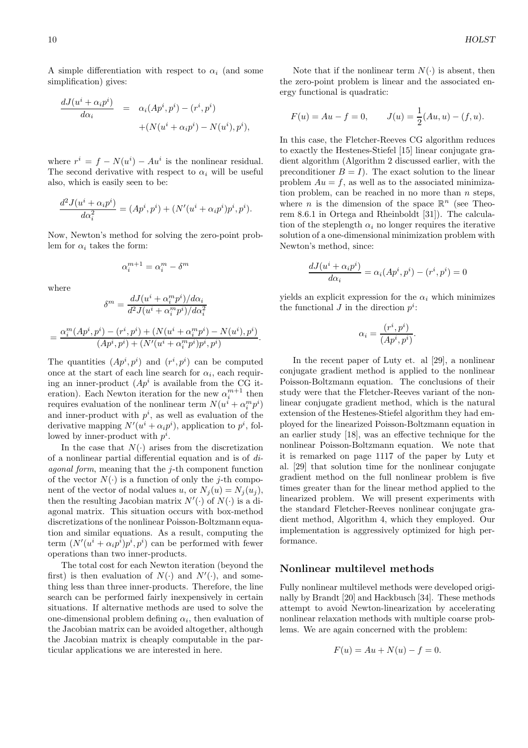A simple differentiation with respect to $\alpha_i$ (and some simplification) gives:

$$\frac{dJ(u^i + \alpha_i p^i)}{d\alpha_i} = \alpha_i (Ap^i, p^i) - (r^i, p^i) + (N(u^i + \alpha_i p^i) - N(u^i), p^i),$$

where $r^i = f - N(u^i) - Au^i$ is the nonlinear residual. The second derivative with respect to $\alpha_i$ will be useful also, which is easily seen to be:

$$\frac{d^2 J(u^i + \alpha_i p^i)}{d\alpha_i^2} = (Ap^i, p^i) + (N'(u^i + \alpha_i p^i)p^i, p^i).$$

Now, Newton's method for solving the zero-point problem for $\alpha_i$ takes the form:

$$\alpha_i^{m+1} = \alpha_i^m - \delta^m$$

where

$$\delta^m = \frac{dJ(u^i + \alpha_i^m p^i)/d\alpha_i}{d^2 J(u^i + \alpha_i^m p^i)/d\alpha_i^2}$$

$$= \frac{\alpha_i^m (Ap^i, p^i) - (r^i, p^i) + (N(u^i + \alpha_i^m p^i) - N(u^i), p^i)}{(Ap^i, p^i) + (N'(u^i + \alpha_i^m p^i)p^i, p^i)}.$$

The quantities $(Ap^i, p^i)$ and $(r^i, p^i)$ can be computed once at the start of each line search for $\alpha_i$, each requiring an inner-product ($Ap^i$ is available from the CG iteration). Each Newton iteration for the new $\alpha_i^{m+1}$ then requires evaluation of the nonlinear term $N(u^i + \alpha_i^m p^i)$ and inner-product with $p^i$, as well as evaluation of the derivative mapping $N'(u^i + \alpha_i p^i)$, application to $p^i$, followed by inner-product with $p^i$.

In the case that $N(\cdot)$ arises from the discretization of a nonlinear partial differential equation and is of *diagonal form*, meaning that the $j$-th component function of the vector $N(\cdot)$ is a function of only the $j$-th component of the vector of nodal values $u$, or $N_j(u) = N_j(u_j)$, then the resulting Jacobian matrix $N'(\cdot)$ of $N(\cdot)$ is a diagonal matrix. This situation occurs with box-method discretizations of the nonlinear Poisson-Boltzmann equation and similar equations. As a result, computing the term $(N'(u^i + \alpha_i p^i)p^i, p^i)$ can be performed with fewer operations than two inner-products.

The total cost for each Newton iteration (beyond the first) is then evaluation of $N(\cdot)$ and $N'(\cdot)$, and something less than three inner-products. Therefore, the line search can be performed fairly inexpensively in certain situations. If alternative methods are used to solve the one-dimensional problem defining $\alpha_i$, then evaluation of the Jacobian matrix can be avoided altogether, although the Jacobian matrix is cheaply computable in the particular applications we are interested in here.

Note that if the nonlinear term $N(\cdot)$ is absent, then the zero-point problem is linear and the associated energy functional is quadratic:

$$F(u) = Au - f = 0, \qquad J(u) = \frac{1}{2}(Au, u) - (f, u).$$

In this case, the Fletcher-Reeves CG algorithm reduces to exactly the Hestenes-Stiefel [15] linear conjugate gradient algorithm (Algorithm 2 discussed earlier, with the preconditioner $B = I$). The exact solution to the linear problem $Au = f$, as well as to the associated minimization problem, can be reached in no more than $n$ steps, where $n$ is the dimension of the space $\mathbb{R}^n$ (see Theorem 8.6.1 in Ortega and Rheinboldt [31]). The calculation of the steplength $\alpha_i$ no longer requires the iterative solution of a one-dimensional minimization problem with Newton's method, since:

$$\frac{dJ(u^i + \alpha_i p^i)}{d\alpha_i} = \alpha_i (Ap^i, p^i) - (r^i, p^i) = 0$$

yields an explicit expression for the $\alpha_i$ which minimizes the functional $J$ in the direction $p^i$:

$$\alpha_i = \frac{(r^i, p^i)}{(Ap^i, p^i)}.$$

In the recent paper of Luty et. al [29], a nonlinear conjugate gradient method is applied to the nonlinear Poisson-Boltzmann equation. The conclusions of their study were that the Fletcher-Reeves variant of the nonlinear conjugate gradient method, which is the natural extension of the Hestenes-Stiefel algorithm they had employed for the linearized Poisson-Boltzmann equation in an earlier study [18], was an effective technique for the nonlinear Poisson-Boltzmann equation. We note that it is remarked on page 1117 of the paper by Luty et al. [29] that solution time for the nonlinear conjugate gradient method on the full nonlinear problem is five times greater than for the linear method applied to the linearized problem. We will present experiments with the standard Fletcher-Reeves nonlinear conjugate gradient method, Algorithm 4, which they employed. Our implementation is aggressively optimized for high performance.

## Nonlinear multilevel methods

Fully nonlinear multilevel methods were developed originally by Brandt [20] and Hackbusch [34]. These methods attempt to avoid Newton-linearization by accelerating nonlinear relaxation methods with multiple coarse problems. We are again concerned with the problem:

$$F(u) = Au + N(u) - f = 0.$$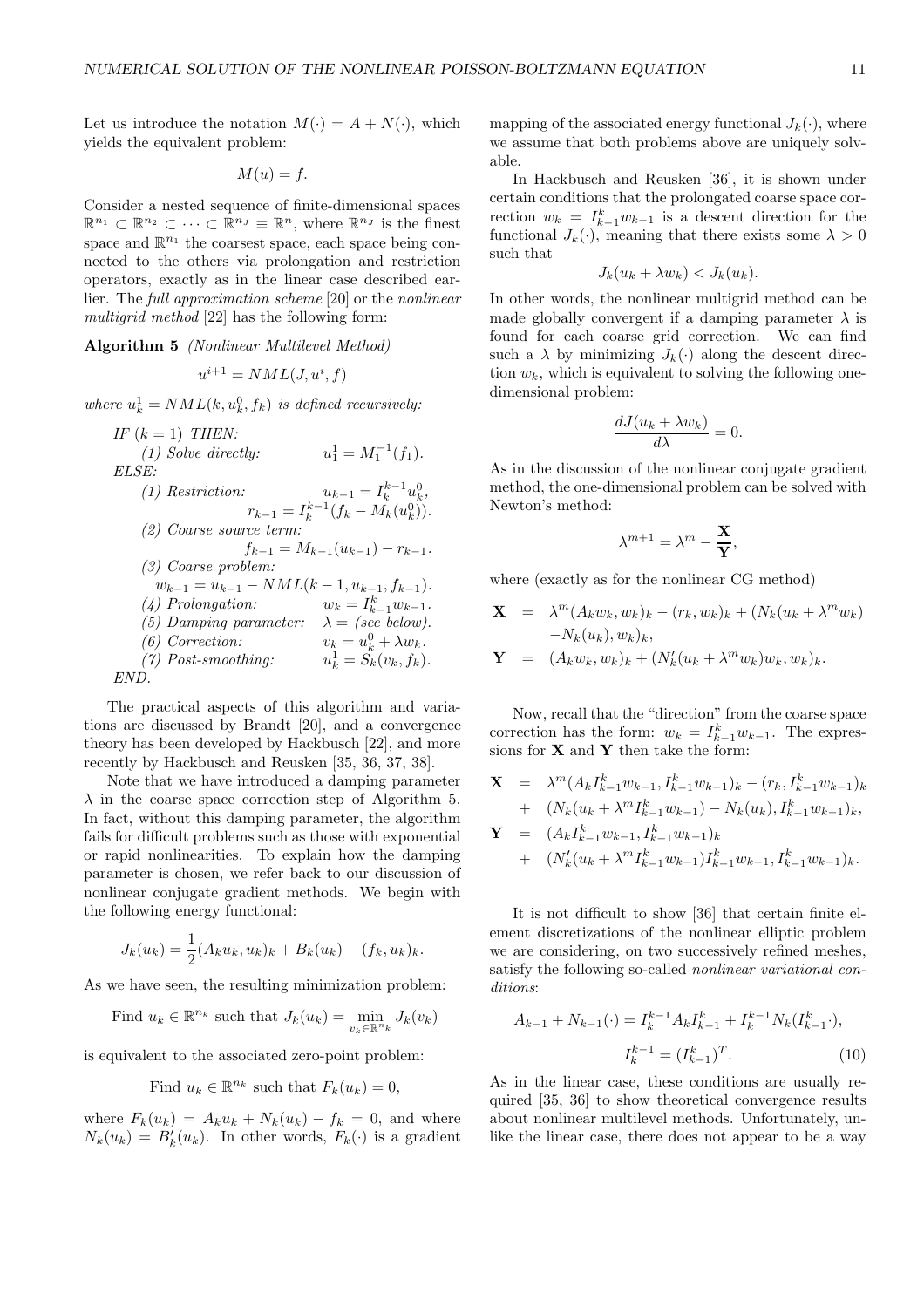Let us introduce the notation $M(\cdot) = A + N(\cdot)$, which yields the equivalent problem:

$$M(u) = f.$$

Consider a nested sequence of finite-dimensional spaces $\mathbb{R}^{n_1} \subset \mathbb{R}^{n_2} \subset \cdots \subset \mathbb{R}^{n_J} \equiv \mathbb{R}^n$, where $\mathbb{R}^{n_J}$ is the finest space and $\mathbb{R}^{n_1}$ the coarsest space, each space being connected to the others via prolongation and restriction operators, exactly as in the linear case described earlier. The *full approximation scheme* [20] or the *nonlinear multigrid method* [22] has the following form:

**Algorithm 5** *(Nonlinear Multilevel Method)*

$$u^{i+1} = NML(J, u^i, f)$$

*where $u_k^1 = NML(k, u_k^0, f_k)$ is defined recursively:*

*IF $(k = 1)$ THEN:*
- *(1) Solve directly:* $u_1^1 = M_1^{-1}(f_1)$.

*ELSE:*
- *(1) Restriction:* $u_{k-1} = I_k^{k-1} u_k^0$, $r_{k-1} = I_k^{k-1}(f_k - M_k(u_k^0))$.
- *(2) Coarse source term:* $f_{k-1} = M_{k-1}(u_{k-1}) - r_{k-1}$.
- *(3) Coarse problem:* $w_{k-1} = u_{k-1} - NML(k-1, u_{k-1}, f_{k-1})$.
- *(4) Prolongation:* $w_k = I_{k-1}^k w_{k-1}$.
- *(5) Damping parameter:* $\lambda =$ *(see below)*.
- *(6) Correction:* $v_k = u_k^0 + \lambda w_k$.
- *(7) Post-smoothing:* $u_k^1 = S_k(v_k, f_k)$.

*END.*

The practical aspects of this algorithm and variations are discussed by Brandt [20], and a convergence theory has been developed by Hackbusch [22], and more recently by Hackbusch and Reusken [35, 36, 37, 38].

Note that we have introduced a damping parameter $\lambda$ in the coarse space correction step of Algorithm 5. In fact, without this damping parameter, the algorithm fails for difficult problems such as those with exponential or rapid nonlinearities. To explain how the damping parameter is chosen, we refer back to our discussion of nonlinear conjugate gradient methods. We begin with the following energy functional:

$$J_k(u_k) = \frac{1}{2}(A_k u_k, u_k)_k + B_k(u_k) - (f_k, u_k)_k.$$

As we have seen, the resulting minimization problem:

$$\text{Find } u_k \in \mathbb{R}^{n_k} \text{ such that } J_k(u_k) = \min_{v_k \in \mathbb{R}^{n_k}} J_k(v_k)$$

is equivalent to the associated zero-point problem:

$$\text{Find } u_k \in \mathbb{R}^{n_k} \text{ such that } F_k(u_k) = 0,$$

where $F_k(u_k) = A_k u_k + N_k(u_k) - f_k = 0$, and where $N_k(u_k) = B_k'(u_k)$. In other words, $F_k(\cdot)$ is a gradient mapping of the associated energy functional $J_k(\cdot)$, where we assume that both problems above are uniquely solvable.

In Hackbusch and Reusken [36], it is shown under certain conditions that the prolongated coarse space correction $w_k = I_{k-1}^k w_{k-1}$ is a descent direction for the functional $J_k(\cdot)$, meaning that there exists some $\lambda > 0$ such that

$$J_k(u_k + \lambda w_k) < J_k(u_k).$$

In other words, the nonlinear multigrid method can be made globally convergent if a damping parameter $\lambda$ is found for each coarse grid correction. We can find such a $\lambda$ by minimizing $J_k(\cdot)$ along the descent direction $w_k$, which is equivalent to solving the following one-dimensional problem:

$$\frac{dJ(u_k + \lambda w_k)}{d\lambda} = 0.$$

As in the discussion of the nonlinear conjugate gradient method, the one-dimensional problem can be solved with Newton's method:

$$\lambda^{m+1} = \lambda^m - \frac{\mathbf{X}}{\mathbf{Y}},$$

where (exactly as for the nonlinear CG method)

$$\begin{aligned}
\mathbf{X} &= \lambda^m (A_k w_k, w_k)_k - (r_k, w_k)_k + (N_k(u_k + \lambda^m w_k) \\
&\quad - N_k(u_k), w_k)_k, \\
\mathbf{Y} &= (A_k w_k, w_k)_k + (N_k'(u_k + \lambda^m w_k) w_k, w_k)_k.
\end{aligned}$$

Now, recall that the "direction" from the coarse space correction has the form: $w_k = I_{k-1}^k w_{k-1}$. The expressions for $\mathbf{X}$ and $\mathbf{Y}$ then take the form:

$$\begin{aligned}
\mathbf{X} &= \lambda^m (A_k I_{k-1}^k w_{k-1}, I_{k-1}^k w_{k-1})_k - (r_k, I_{k-1}^k w_{k-1})_k \\
&\quad + (N_k(u_k + \lambda^m I_{k-1}^k w_{k-1}) - N_k(u_k), I_{k-1}^k w_{k-1})_k, \\
\mathbf{Y} &= (A_k I_{k-1}^k w_{k-1}, I_{k-1}^k w_{k-1})_k \\
&\quad + (N_k'(u_k + \lambda^m I_{k-1}^k w_{k-1}) I_{k-1}^k w_{k-1}, I_{k-1}^k w_{k-1})_k.
\end{aligned}$$

It is not difficult to show [36] that certain finite element discretizations of the nonlinear elliptic problem we are considering, on two successively refined meshes, satisfy the following so-called *nonlinear variational conditions*:

$$A_{k-1} + N_{k-1}(\cdot) = I_k^{k-1} A_k I_{k-1}^k + I_k^{k-1} N_k(I_{k-1}^k \cdot),$$

$$I_k^{k-1} = (I_{k-1}^k)^T. \tag{10}$$

As in the linear case, these conditions are usually required [35, 36] to show theoretical convergence results about nonlinear multilevel methods. Unfortunately, unlike the linear case, there does not appear to be a way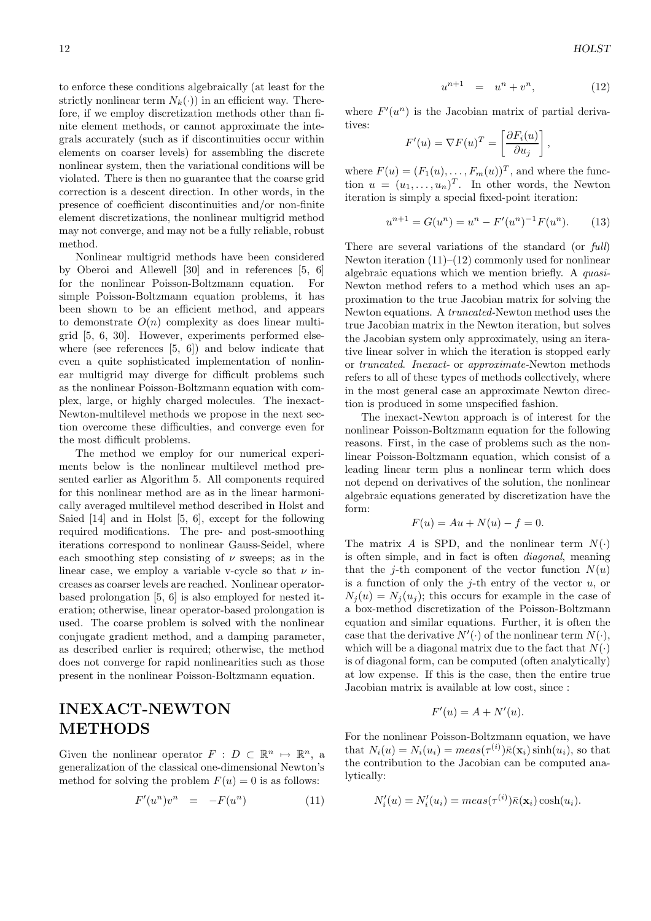to enforce these conditions algebraically (at least for the strictly nonlinear term $N_k(\cdot)$) in an efficient way. Therefore, if we employ discretization methods other than finite element methods, or cannot approximate the integrals accurately (such as if discontinuities occur within elements on coarser levels) for assembling the discrete nonlinear system, then the variational conditions will be violated. There is then no guarantee that the coarse grid correction is a descent direction. In other words, in the presence of coefficient discontinuities and/or non-finite element discretizations, the nonlinear multigrid method may not converge, and may not be a fully reliable, robust method.

Nonlinear multigrid methods have been considered by Oberoi and Allewell [30] and in references [5, 6] for the nonlinear Poisson-Boltzmann equation. For simple Poisson-Boltzmann equation problems, it has been shown to be an efficient method, and appears to demonstrate $O(n)$ complexity as does linear multigrid [5, 6, 30]. However, experiments performed elsewhere (see references [5, 6]) and below indicate that even a quite sophisticated implementation of nonlinear multigrid may diverge for difficult problems such as the nonlinear Poisson-Boltzmann equation with complex, large, or highly charged molecules. The inexact-Newton-multilevel methods we propose in the next section overcome these difficulties, and converge even for the most difficult problems.

The method we employ for our numerical experiments below is the nonlinear multilevel method presented earlier as Algorithm 5. All components required for this nonlinear method are as in the linear harmonically averaged multilevel method described in Holst and Saied [14] and in Holst [5, 6], except for the following required modifications. The pre- and post-smoothing iterations correspond to nonlinear Gauss-Seidel, where each smoothing step consisting of $\nu$ sweeps; as in the linear case, we employ a variable v-cycle so that $\nu$ increases as coarser levels are reached. Nonlinear operator-based prolongation [5, 6] is also employed for nested iteration; otherwise, linear operator-based prolongation is used. The coarse problem is solved with the nonlinear conjugate gradient method, and a damping parameter, as described earlier is required; otherwise, the method does not converge for rapid nonlinearities such as those present in the nonlinear Poisson-Boltzmann equation.

## INEXACT-NEWTON METHODS

Given the nonlinear operator $F : D \subset \mathbb{R}^n \mapsto \mathbb{R}^n$, a generalization of the classical one-dimensional Newton's method for solving the problem $F(u) = 0$ is as follows:

$$F'(u^n)v^n = -F(u^n) \qquad (11)$$

$$u^{n+1} = u^n + v^n, \qquad (12)$$

where $F'(u^n)$ is the Jacobian matrix of partial derivatives:

$$F'(u) = \nabla F(u)^T = \left[\frac{\partial F_i(u)}{\partial u_j}\right],$$

where $F(u) = (F_1(u), \ldots, F_m(u))^T$, and where the function $u = (u_1, \ldots, u_n)^T$. In other words, the Newton iteration is simply a special fixed-point iteration:

$$u^{n+1} = G(u^n) = u^n - F'(u^n)^{-1}F(u^n). \qquad (13)$$

There are several variations of the standard (or *full*) Newton iteration (11)–(12) commonly used for nonlinear algebraic equations which we mention briefly. A *quasi*-Newton method refers to a method which uses an approximation to the true Jacobian matrix for solving the Newton equations. A *truncated*-Newton method uses the true Jacobian matrix in the Newton iteration, but solves the Jacobian system only approximately, using an iterative linear solver in which the iteration is stopped early or *truncated*. *Inexact*- or *approximate*-Newton methods refers to all of these types of methods collectively, where in the most general case an approximate Newton direction is produced in some unspecified fashion.

The inexact-Newton approach is of interest for the nonlinear Poisson-Boltzmann equation for the following reasons. First, in the case of problems such as the nonlinear Poisson-Boltzmann equation, which consist of a leading linear term plus a nonlinear term which does not depend on derivatives of the solution, the nonlinear algebraic equations generated by discretization have the form:

$$F(u) = Au + N(u) - f = 0.$$

The matrix $A$ is SPD, and the nonlinear term $N(\cdot)$ is often simple, and in fact is often *diagonal*, meaning that the $j$-th component of the vector function $N(u)$ is a function of only the $j$-th entry of the vector $u$, or $N_j(u) = N_j(u_j)$; this occurs for example in the case of a box-method discretization of the Poisson-Boltzmann equation and similar equations. Further, it is often the case that the derivative $N'(\cdot)$ of the nonlinear term $N(\cdot)$, which will be a diagonal matrix due to the fact that $N(\cdot)$ is of diagonal form, can be computed (often analytically) at low expense. If this is the case, then the entire true Jacobian matrix is available at low cost, since :

$$F'(u) = A + N'(u).$$

For the nonlinear Poisson-Boltzmann equation, we have that $N_i(u) = N_i(u_i) = meas(\tau^{(i)})\bar{\kappa}(\mathbf{x}_i)\sinh(u_i)$, so that the contribution to the Jacobian can be computed analytically:

$$N_i'(u) = N_i'(u_i) = meas(\tau^{(i)})\bar{\kappa}(\mathbf{x}_i)\cosh(u_i).$$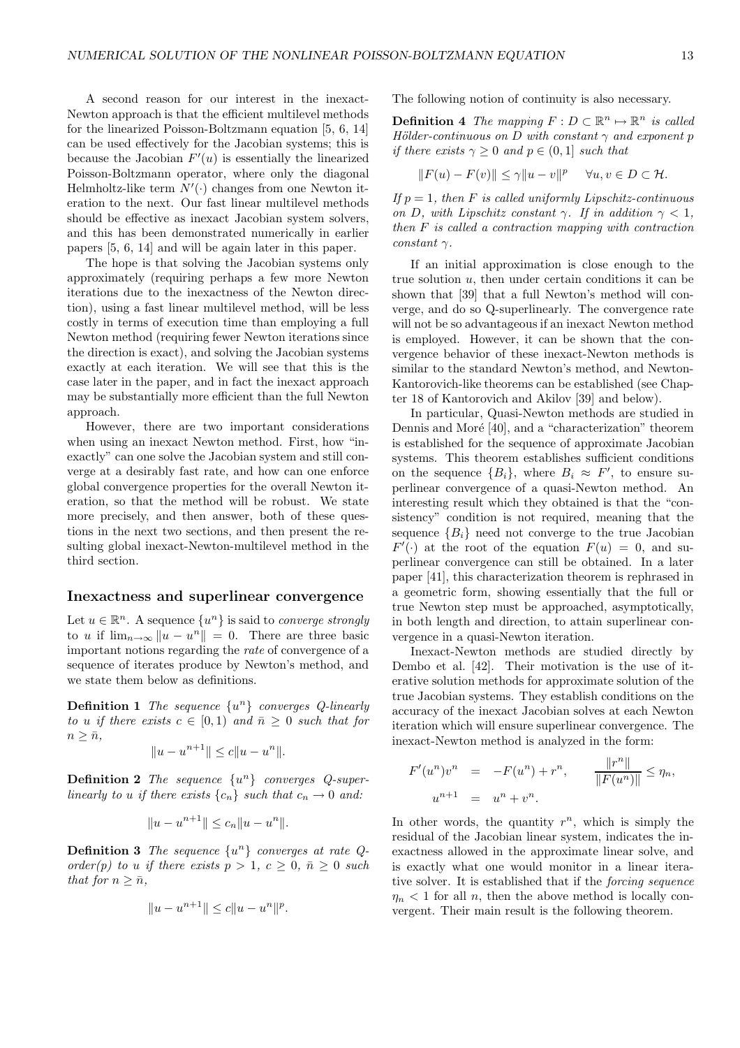A second reason for our interest in the inexact-Newton approach is that the efficient multilevel methods for the linearized Poisson-Boltzmann equation [5, 6, 14] can be used effectively for the Jacobian systems; this is because the Jacobian $F'(u)$ is essentially the linearized Poisson-Boltzmann operator, where only the diagonal Helmholtz-like term $N'(\cdot)$ changes from one Newton iteration to the next. Our fast linear multilevel methods should be effective as inexact Jacobian system solvers, and this has been demonstrated numerically in earlier papers [5, 6, 14] and will be again later in this paper.

The hope is that solving the Jacobian systems only approximately (requiring perhaps a few more Newton iterations due to the inexactness of the Newton direction), using a fast linear multilevel method, will be less costly in terms of execution time than employing a full Newton method (requiring fewer Newton iterations since the direction is exact), and solving the Jacobian systems exactly at each iteration. We will see that this is the case later in the paper, and in fact the inexact approach may be substantially more efficient than the full Newton approach.

However, there are two important considerations when using an inexact Newton method. First, how "inexactly" can one solve the Jacobian system and still converge at a desirably fast rate, and how can one enforce global convergence properties for the overall Newton iteration, so that the method will be robust. We state more precisely, and then answer, both of these questions in the next two sections, and then present the resulting global inexact-Newton-multilevel method in the third section.

## Inexactness and superlinear convergence

Let $u \in \mathbb{R}^n$. A sequence $\{u^n\}$ is said to *converge strongly* to $u$ if $\lim_{n\to\infty} \|u - u^n\| = 0$. There are three basic important notions regarding the *rate* of convergence of a sequence of iterates produce by Newton's method, and we state them below as definitions.

**Definition 1** *The sequence $\{u^n\}$ converges Q-linearly to $u$ if there exists $c \in [0, 1)$ and $\bar{n} \geq 0$ such that for $n \geq \bar{n}$,*

$$\|u - u^{n+1}\| \leq c\|u - u^n\|.$$

**Definition 2** *The sequence $\{u^n\}$ converges Q-superlinearly to $u$ if there exists $\{c_n\}$ such that $c_n \to 0$ and:*

$$\|u - u^{n+1}\| \leq c_n\|u - u^n\|.$$

**Definition 3** *The sequence $\{u^n\}$ converges at rate Q-order(p) to $u$ if there exists $p > 1$, $c \geq 0$, $\bar{n} \geq 0$ such that for $n \geq \bar{n}$,*

$$\|u - u^{n+1}\| \leq c\|u - u^n\|^p.$$

The following notion of continuity is also necessary.

**Definition 4** *The mapping $F : D \subset \mathbb{R}^n \mapsto \mathbb{R}^n$ is called Hölder-continuous on $D$ with constant $\gamma$ and exponent $p$ if there exists $\gamma \geq 0$ and $p \in (0, 1]$ such that*

$$\|F(u) - F(v)\| \leq \gamma\|u - v\|^p \quad \forall u, v \in D \subset \mathcal{H}.$$

*If $p = 1$, then $F$ is called uniformly Lipschitz-continuous on $D$, with Lipschitz constant $\gamma$. If in addition $\gamma < 1$, then $F$ is called a contraction mapping with contraction constant $\gamma$.*

If an initial approximation is close enough to the true solution $u$, then under certain conditions it can be shown that [39] that a full Newton's method will converge, and do so Q-superlinearly. The convergence rate will not be so advantageous if an inexact Newton method is employed. However, it can be shown that the convergence behavior of these inexact-Newton methods is similar to the standard Newton's method, and Newton-Kantorovich-like theorems can be established (see Chapter 18 of Kantorovich and Akilov [39] and below).

In particular, Quasi-Newton methods are studied in Dennis and Moré [40], and a "characterization" theorem is established for the sequence of approximate Jacobian systems. This theorem establishes sufficient conditions on the sequence $\{B_i\}$, where $B_i \approx F'$, to ensure superlinear convergence of a quasi-Newton method. An interesting result which they obtained is that the "consistency" condition is not required, meaning that the sequence $\{B_i\}$ need not converge to the true Jacobian $F'(\cdot)$ at the root of the equation $F(u) = 0$, and superlinear convergence can still be obtained. In a later paper [41], this characterization theorem is rephrased in a geometric form, showing essentially that the full or true Newton step must be approached, asymptotically, in both length and direction, to attain superlinear convergence in a quasi-Newton iteration.

Inexact-Newton methods are studied directly by Dembo et al. [42]. Their motivation is the use of iterative solution methods for approximate solution of the true Jacobian systems. They establish conditions on the accuracy of the inexact Jacobian solves at each Newton iteration which will ensure superlinear convergence. The inexact-Newton method is analyzed in the form:

$$\begin{aligned} F'(u^n)v^n &= -F(u^n) + r^n, \qquad \frac{\|r^n\|}{\|F(u^n)\|} \leq \eta_n, \\ u^{n+1} &= u^n + v^n. \end{aligned}$$

In other words, the quantity $r^n$, which is simply the residual of the Jacobian linear system, indicates the inexactness allowed in the approximate linear solve, and is exactly what one would monitor in a linear iterative solver. It is established that if the *forcing sequence* $\eta_n < 1$ for all $n$, then the above method is locally convergent. Their main result is the following theorem.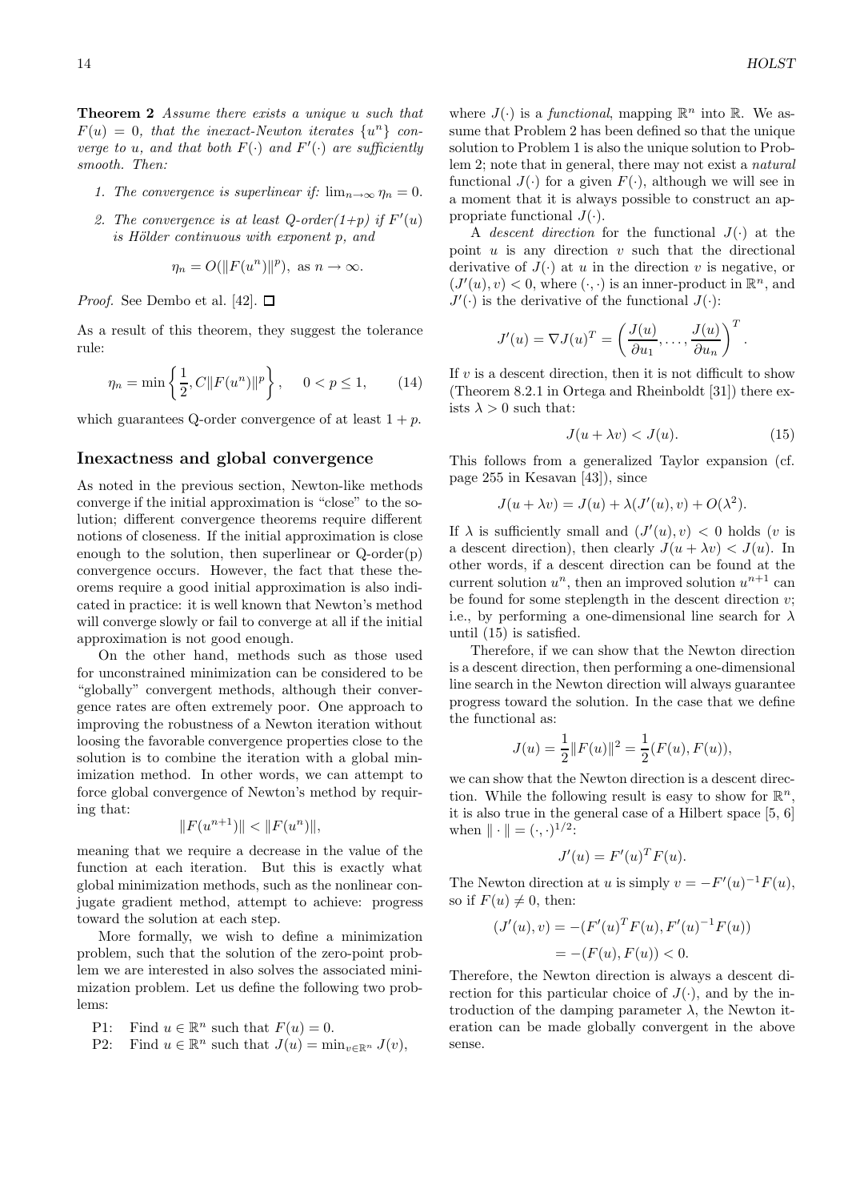**Theorem 2** *Assume there exists a unique $u$ such that $F(u) = 0$, that the inexact-Newton iterates $\{u^n\}$ converge to $u$, and that both $F(\cdot)$ and $F'(\cdot)$ are sufficiently smooth. Then:*

1. *The convergence is superlinear if:* $\lim_{n\to\infty} \eta_n = 0$.
2. *The convergence is at least Q-order(1+p) if $F'(u)$ is Hölder continuous with exponent $p$, and*

$$\eta_n = O(\|F(u^n)\|^p), \text{ as } n \to \infty.$$

*Proof.* See Dembo et al. [42]. □

As a result of this theorem, they suggest the tolerance rule:

$$\eta_n = \min\left\{\frac{1}{2}, C\|F(u^n)\|^p\right\}, \quad 0 < p \leq 1, \tag{14}$$

which guarantees Q-order convergence of at least $1 + p$.

## Inexactness and global convergence

As noted in the previous section, Newton-like methods converge if the initial approximation is "close" to the solution; different convergence theorems require different notions of closeness. If the initial approximation is close enough to the solution, then superlinear or Q-order(p) convergence occurs. However, the fact that these theorems require a good initial approximation is also indicated in practice: it is well known that Newton's method will converge slowly or fail to converge at all if the initial approximation is not good enough.

On the other hand, methods such as those used for unconstrained minimization can be considered to be "globally" convergent methods, although their convergence rates are often extremely poor. One approach to improving the robustness of a Newton iteration without loosing the favorable convergence properties close to the solution is to combine the iteration with a global minimization method. In other words, we can attempt to force global convergence of Newton's method by requiring that:

$$\|F(u^{n+1})\| < \|F(u^n)\|,$$

meaning that we require a decrease in the value of the function at each iteration. But this is exactly what global minimization methods, such as the nonlinear conjugate gradient method, attempt to achieve: progress toward the solution at each step.

More formally, we wish to define a minimization problem, such that the solution of the zero-point problem we are interested in also solves the associated minimization problem. Let us define the following two problems:

P1: Find $u \in \mathbb{R}^n$ such that $F(u) = 0$.

P2: Find $u \in \mathbb{R}^n$ such that $J(u) = \min_{v\in\mathbb{R}^n} J(v)$,

where $J(\cdot)$ is a *functional*, mapping $\mathbb{R}^n$ into $\mathbb{R}$. We assume that Problem 2 has been defined so that the unique solution to Problem 1 is also the unique solution to Problem 2; note that in general, there may not exist a *natural* functional $J(\cdot)$ for a given $F(\cdot)$, although we will see in a moment that it is always possible to construct an appropriate functional $J(\cdot)$.

A *descent direction* for the functional $J(\cdot)$ at the point $u$ is any direction $v$ such that the directional derivative of $J(\cdot)$ at $u$ in the direction $v$ is negative, or $(J'(u), v) < 0$, where $(\cdot,\cdot)$ is an inner-product in $\mathbb{R}^n$, and $J'(\cdot)$ is the derivative of the functional $J(\cdot)$:

$$J'(u) = \nabla J(u)^T = \left(\frac{J(u)}{\partial u_1}, \ldots, \frac{J(u)}{\partial u_n}\right)^T.$$

If $v$ is a descent direction, then it is not difficult to show (Theorem 8.2.1 in Ortega and Rheinboldt [31]) there exists $\lambda > 0$ such that:

$$J(u + \lambda v) < J(u). \tag{15}$$

This follows from a generalized Taylor expansion (cf. page 255 in Kesavan [43]), since

$$J(u + \lambda v) = J(u) + \lambda(J'(u), v) + O(\lambda^2).$$

If $\lambda$ is sufficiently small and $(J'(u), v) < 0$ holds ($v$ is a descent direction), then clearly $J(u + \lambda v) < J(u)$. In other words, if a descent direction can be found at the current solution $u^n$, then an improved solution $u^{n+1}$ can be found for some steplength in the descent direction $v$; i.e., by performing a one-dimensional line search for $\lambda$ until (15) is satisfied.

Therefore, if we can show that the Newton direction is a descent direction, then performing a one-dimensional line search in the Newton direction will always guarantee progress toward the solution. In the case that we define the functional as:

$$J(u) = \frac{1}{2}\|F(u)\|^2 = \frac{1}{2}(F(u), F(u)),$$

we can show that the Newton direction is a descent direction. While the following result is easy to show for $\mathbb{R}^n$, it is also true in the general case of a Hilbert space [5, 6] when $\|\cdot\| = (\cdot,\cdot)^{1/2}$:

$$J'(u) = F'(u)^T F(u).$$

The Newton direction at $u$ is simply $v = -F'(u)^{-1}F(u)$, so if $F(u) \neq 0$, then:

$$\begin{aligned}(J'(u), v) &= -(F'(u)^T F(u), F'(u)^{-1}F(u)) \\ &= -(F(u), F(u)) < 0.\end{aligned}$$

Therefore, the Newton direction is always a descent direction for this particular choice of $J(\cdot)$, and by the introduction of the damping parameter $\lambda$, the Newton iteration can be made globally convergent in the above sense.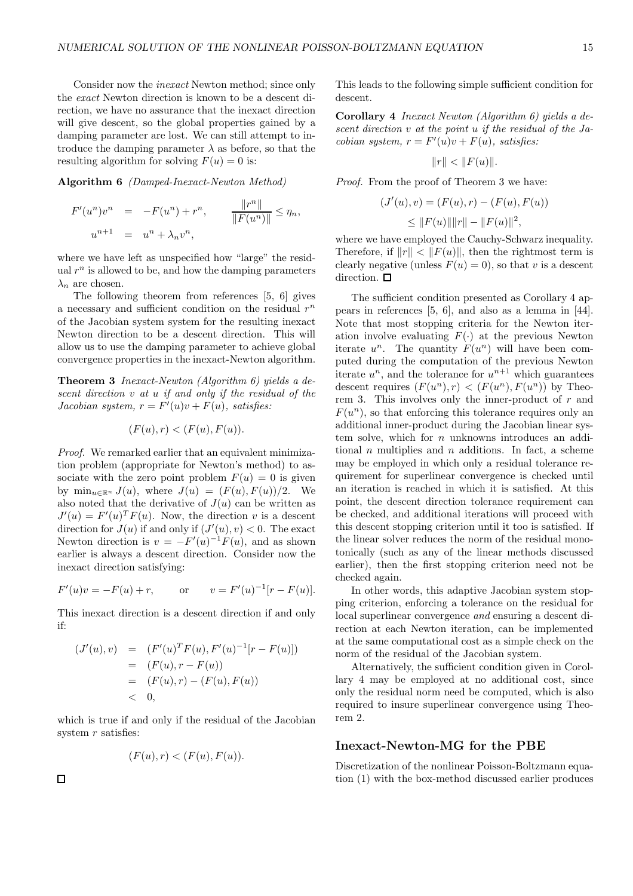Consider now the *inexact* Newton method; since only the *exact* Newton direction is known to be a descent direction, we have no assurance that the inexact direction will give descent, so the global properties gained by a damping parameter are lost. We can still attempt to introduce the damping parameter $\lambda$ as before, so that the resulting algorithm for solving $F(u) = 0$ is:

**Algorithm 6** *(Damped-Inexact-Newton Method)*

$$\begin{aligned} F'(u^n)v^n &= -F(u^n) + r^n, \qquad \frac{\|r^n\|}{\|F(u^n)\|} \leq \eta_n, \\ u^{n+1} &= u^n + \lambda_n v^n, \end{aligned}$$

where we have left as unspecified how "large" the residual $r^n$ is allowed to be, and how the damping parameters $\lambda_n$ are chosen.

The following theorem from references [5, 6] gives a necessary and sufficient condition on the residual $r^n$ of the Jacobian system system for the resulting inexact Newton direction to be a descent direction. This will allow us to use the damping parameter to achieve global convergence properties in the inexact-Newton algorithm.

**Theorem 3** *Inexact-Newton (Algorithm 6) yields a descent direction $v$ at $u$ if and only if the residual of the Jacobian system, $r = F'(u)v + F(u)$, satisfies:*

$$(F(u), r) < (F(u), F(u)).$$

*Proof.* We remarked earlier that an equivalent minimization problem (appropriate for Newton's method) to associate with the zero point problem $F(u) = 0$ is given by $\min_{u \in \mathbb{R}^n} J(u)$, where $J(u) = (F(u), F(u))/2$. We also noted that the derivative of $J(u)$ can be written as $J'(u) = F'(u)^T F(u)$. Now, the direction $v$ is a descent direction for $J(u)$ if and only if $(J'(u), v) < 0$. The exact Newton direction is $v = -F'(u)^{-1}F(u)$, and as shown earlier is always a descent direction. Consider now the inexact direction satisfying:

$$F'(u)v = -F(u) + r, \qquad \text{or} \qquad v = F'(u)^{-1}[r - F(u)].$$

This inexact direction is a descent direction if and only if:

$$\begin{aligned} (J'(u), v) &= (F'(u)^T F(u), F'(u)^{-1}[r - F(u)]) \\ &= (F(u), r - F(u)) \\ &= (F(u), r) - (F(u), F(u)) \\ &< 0, \end{aligned}$$

which is true if and only if the residual of the Jacobian system $r$ satisfies:

$$(F(u), r) < (F(u), F(u)).$$

□

This leads to the following simple sufficient condition for descent.

**Corollary 4** *Inexact Newton (Algorithm 6) yields a descent direction $v$ at the point $u$ if the residual of the Jacobian system, $r = F'(u)v + F(u)$, satisfies:*

$$\|r\| < \|F(u)\|.$$

*Proof.* From the proof of Theorem 3 we have:

$$\begin{aligned} (J'(u), v) &= (F(u), r) - (F(u), F(u)) \\ &\leq \|F(u)\|\|r\| - \|F(u)\|^2, \end{aligned}$$

where we have employed the Cauchy-Schwarz inequality. Therefore, if $\|r\| < \|F(u)\|$, then the rightmost term is clearly negative (unless $F(u) = 0$), so that $v$ is a descent direction. □

The sufficient condition presented as Corollary 4 appears in references [5, 6], and also as a lemma in [44]. Note that most stopping criteria for the Newton iteration involve evaluating $F(\cdot)$ at the previous Newton iterate $u^n$. The quantity $F(u^n)$ will have been computed during the computation of the previous Newton iterate $u^n$, and the tolerance for $u^{n+1}$ which guarantees descent requires $(F(u^n), r) < (F(u^n), F(u^n))$ by Theorem 3. This involves only the inner-product of $r$ and $F(u^n)$, so that enforcing this tolerance requires only an additional inner-product during the Jacobian linear system solve, which for $n$ unknowns introduces an additional $n$ multiplies and $n$ additions. In fact, a scheme may be employed in which only a residual tolerance requirement for superlinear convergence is checked until an iteration is reached in which it is satisfied. At this point, the descent direction tolerance requirement can be checked, and additional iterations will proceed with this descent stopping criterion until it too is satisfied. If the linear solver reduces the norm of the residual monotonically (such as any of the linear methods discussed earlier), then the first stopping criterion need not be checked again.

In other words, this adaptive Jacobian system stopping criterion, enforcing a tolerance on the residual for local superlinear convergence *and* ensuring a descent direction at each Newton iteration, can be implemented at the same computational cost as a simple check on the norm of the residual of the Jacobian system.

Alternatively, the sufficient condition given in Corollary 4 may be employed at no additional cost, since only the residual norm need be computed, which is also required to insure superlinear convergence using Theorem 2.

## Inexact-Newton-MG for the PBE

Discretization of the nonlinear Poisson-Boltzmann equation (1) with the box-method discussed earlier produces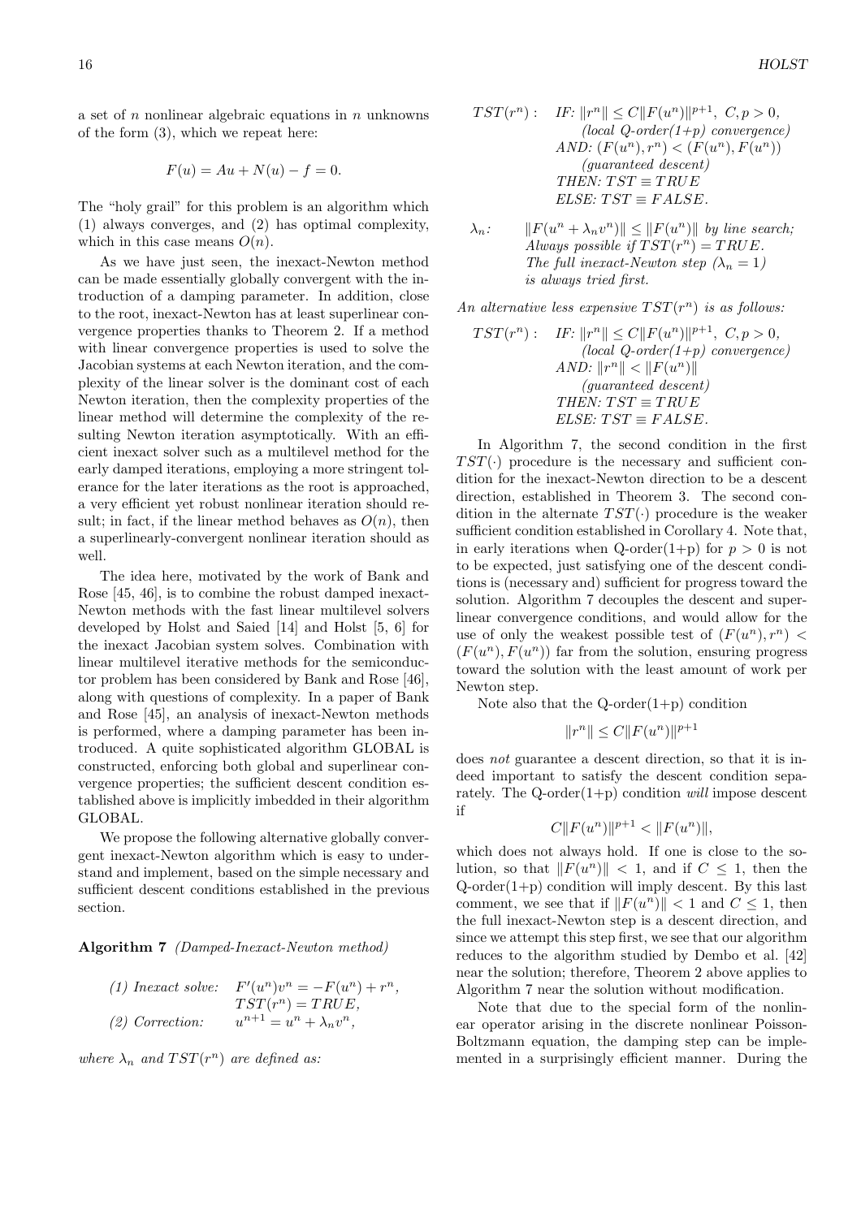a set of $n$ nonlinear algebraic equations in $n$ unknowns of the form (3), which we repeat here:

$$F(u) = Au + N(u) - f = 0.$$

The "holy grail" for this problem is an algorithm which (1) always converges, and (2) has optimal complexity, which in this case means $O(n)$.

As we have just seen, the inexact-Newton method can be made essentially globally convergent with the introduction of a damping parameter. In addition, close to the root, inexact-Newton has at least superlinear convergence properties thanks to Theorem 2. If a method with linear convergence properties is used to solve the Jacobian systems at each Newton iteration, and the complexity of the linear solver is the dominant cost of each Newton iteration, then the complexity properties of the linear method will determine the complexity of the resulting Newton iteration asymptotically. With an efficient inexact solver such as a multilevel method for the early damped iterations, employing a more stringent tolerance for the later iterations as the root is approached, a very efficient yet robust nonlinear iteration should result; in fact, if the linear method behaves as $O(n)$, then a superlinearly-convergent nonlinear iteration should as well.

The idea here, motivated by the work of Bank and Rose [45, 46], is to combine the robust damped inexact-Newton methods with the fast linear multilevel solvers developed by Holst and Saied [14] and Holst [5, 6] for the inexact Jacobian system solves. Combination with linear multilevel iterative methods for the semiconductor problem has been considered by Bank and Rose [46], along with questions of complexity. In a paper of Bank and Rose [45], an analysis of inexact-Newton methods is performed, where a damping parameter has been introduced. A quite sophisticated algorithm GLOBAL is constructed, enforcing both global and superlinear convergence properties; the sufficient descent condition established above is implicitly imbedded in their algorithm GLOBAL.

We propose the following alternative globally convergent inexact-Newton algorithm which is easy to understand and implement, based on the simple necessary and sufficient descent conditions established in the previous section.

**Algorithm 7** *(Damped-Inexact-Newton method)*

*(1) Inexact solve:* $F'(u^n)v^n = -F(u^n) + r^n$, $TST(r^n) = TRUE$,

*(2) Correction:* $u^{n+1} = u^n + \lambda_n v^n$,

*where $\lambda_n$ and $TST(r^n)$ are defined as:*

$TST(r^n)$: *IF:* $\|r^n\| \leq C\|F(u^n)\|^{p+1},\ C, p > 0,$ *(local Q-order(1+p) convergence)*
*AND:* $(F(u^n), r^n) < (F(u^n), F(u^n))$ *(guaranteed descent)*
*THEN:* $TST \equiv TRUE$
*ELSE:* $TST \equiv FALSE$.

$\lambda_n$: $\|F(u^n + \lambda_n v^n)\| \leq \|F(u^n)\|$ *by line search; Always possible if* $TST(r^n) = TRUE$. *The full inexact-Newton step* ($\lambda_n = 1$) *is always tried first.*

*An alternative less expensive $TST(r^n)$ is as follows:*

$TST(r^n)$: *IF:* $\|r^n\| \leq C\|F(u^n)\|^{p+1},\ C, p > 0,$ *(local Q-order(1+p) convergence)*
*AND:* $\|r^n\| < \|F(u^n)\|$ *(guaranteed descent)*
*THEN:* $TST \equiv TRUE$
*ELSE:* $TST \equiv FALSE$.

In Algorithm 7, the second condition in the first $TST(\cdot)$ procedure is the necessary and sufficient condition for the inexact-Newton direction to be a descent direction, established in Theorem 3. The second condition in the alternate $TST(\cdot)$ procedure is the weaker sufficient condition established in Corollary 4. Note that, in early iterations when Q-order(1+p) for $p > 0$ is not to be expected, just satisfying one of the descent conditions is (necessary and) sufficient for progress toward the solution. Algorithm 7 decouples the descent and superlinear convergence conditions, and would allow for the use of only the weakest possible test of $(F(u^n), r^n) < (F(u^n), F(u^n))$ far from the solution, ensuring progress toward the solution with the least amount of work per Newton step.

Note also that the Q-order(1+p) condition

$$\|r^n\| \leq C\|F(u^n)\|^{p+1}$$

does *not* guarantee a descent direction, so that it is indeed important to satisfy the descent condition separately. The Q-order(1+p) condition *will* impose descent if

$$C\|F(u^n)\|^{p+1} < \|F(u^n)\|,$$

which does not always hold. If one is close to the solution, so that $\|F(u^n)\| < 1$, and if $C \leq 1$, then the Q-order(1+p) condition will imply descent. By this last comment, we see that if $\|F(u^n)\| < 1$ and $C \leq 1$, then the full inexact-Newton step is a descent direction, and since we attempt this step first, we see that our algorithm reduces to the algorithm studied by Dembo et al. [42] near the solution; therefore, Theorem 2 above applies to Algorithm 7 near the solution without modification.

Note that due to the special form of the nonlinear operator arising in the discrete nonlinear Poisson-Boltzmann equation, the damping step can be implemented in a surprisingly efficient manner. During the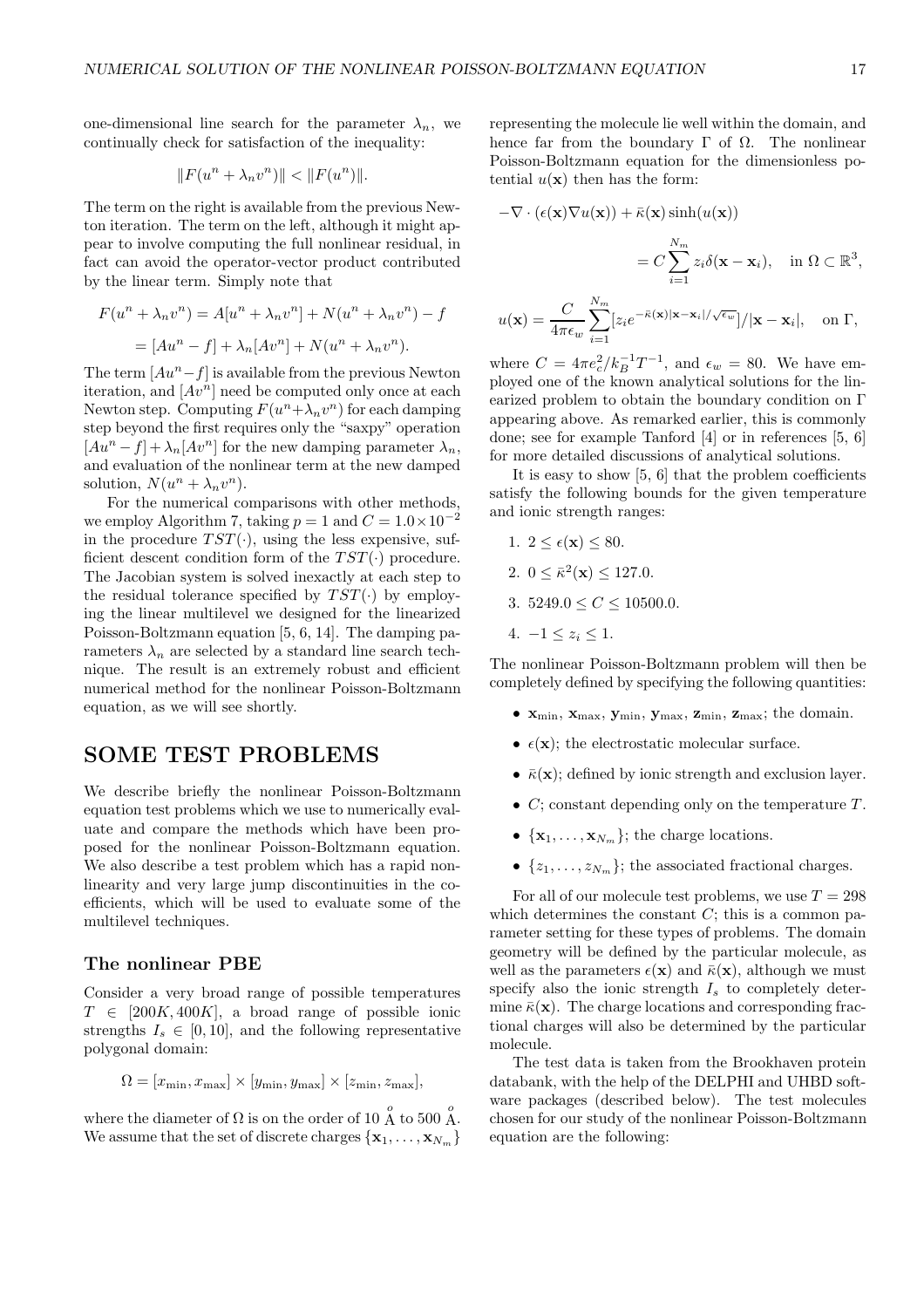one-dimensional line search for the parameter $\lambda_n$, we continually check for satisfaction of the inequality:

$$\|F(u^n + \lambda_n v^n)\| < \|F(u^n)\|.$$

The term on the right is available from the previous Newton iteration. The term on the left, although it might appear to involve computing the full nonlinear residual, in fact can avoid the operator-vector product contributed by the linear term. Simply note that

$$F(u^n + \lambda_n v^n) = A[u^n + \lambda_n v^n] + N(u^n + \lambda_n v^n) - f$$
$$= [Au^n - f] + \lambda_n [Av^n] + N(u^n + \lambda_n v^n).$$

The term $[Au^n - f]$ is available from the previous Newton iteration, and $[Av^n]$ need be computed only once at each Newton step. Computing $F(u^n + \lambda_n v^n)$ for each damping step beyond the first requires only the "saxpy" operation $[Au^n - f] + \lambda_n [Av^n]$ for the new damping parameter $\lambda_n$, and evaluation of the nonlinear term at the new damped solution, $N(u^n + \lambda_n v^n)$.

For the numerical comparisons with other methods, we employ Algorithm 7, taking $p = 1$ and $C = 1.0 \times 10^{-2}$ in the procedure $TST(\cdot)$, using the less expensive, sufficient descent condition form of the $TST(\cdot)$ procedure. The Jacobian system is solved inexactly at each step to the residual tolerance specified by $TST(\cdot)$ by employing the linear multilevel we designed for the linearized Poisson-Boltzmann equation [5, 6, 14]. The damping parameters $\lambda_n$ are selected by a standard line search technique. The result is an extremely robust and efficient numerical method for the nonlinear Poisson-Boltzmann equation, as we will see shortly.

## SOME TEST PROBLEMS

We describe briefly the nonlinear Poisson-Boltzmann equation test problems which we use to numerically evaluate and compare the methods which have been proposed for the nonlinear Poisson-Boltzmann equation. We also describe a test problem which has a rapid nonlinearity and very large jump discontinuities in the coefficients, which will be used to evaluate some of the multilevel techniques.

### The nonlinear PBE

Consider a very broad range of possible temperatures $T \in [200K, 400K]$, a broad range of possible ionic strengths $I_s \in [0, 10]$, and the following representative polygonal domain:

$$\Omega = [x_{\min}, x_{\max}] \times [y_{\min}, y_{\max}] \times [z_{\min}, z_{\max}],$$

where the diameter of $\Omega$ is on the order of 10 $\mathring{A}$ to 500 $\mathring{A}$. We assume that the set of discrete charges $\{\mathbf{x}_1, \ldots, \mathbf{x}_{N_m}\}$ representing the molecule lie well within the domain, and hence far from the boundary $\Gamma$ of $\Omega$. The nonlinear Poisson-Boltzmann equation for the dimensionless potential $u(\mathbf{x})$ then has the form:

$$-\nabla \cdot (\epsilon(\mathbf{x}) \nabla u(\mathbf{x})) + \bar{\kappa}(\mathbf{x}) \sinh(u(\mathbf{x})) = C \sum_{i=1}^{N_m} z_i \delta(\mathbf{x} - \mathbf{x}_i), \quad \text{in } \Omega \subset \mathbb{R}^3,$$

$$u(\mathbf{x}) = \frac{C}{4\pi\epsilon_w} \sum_{i=1}^{N_m} [z_i e^{-\bar{\kappa}(\mathbf{x})|\mathbf{x}-\mathbf{x}_i|/\sqrt{\epsilon_w}}]/|\mathbf{x} - \mathbf{x}_i|, \quad \text{on } \Gamma,$$

where $C = 4\pi e_c^2 / k_B^{-1} T^{-1}$, and $\epsilon_w = 80$. We have employed one of the known analytical solutions for the linearized problem to obtain the boundary condition on $\Gamma$ appearing above. As remarked earlier, this is commonly done; see for example Tanford [4] or in references [5, 6] for more detailed discussions of analytical solutions.

It is easy to show [5, 6] that the problem coefficients satisfy the following bounds for the given temperature and ionic strength ranges:

1. $2 \le \epsilon(\mathbf{x}) \le 80$.
2. $0 \le \bar{\kappa}^2(\mathbf{x}) \le 127.0$.
3. $5249.0 \le C \le 10500.0$.
4. $-1 \le z_i \le 1$.

The nonlinear Poisson-Boltzmann problem will then be completely defined by specifying the following quantities:

- $\mathbf{x}_{\min}$, $\mathbf{x}_{\max}$, $\mathbf{y}_{\min}$, $\mathbf{y}_{\max}$, $\mathbf{z}_{\min}$, $\mathbf{z}_{\max}$; the domain.
- $\epsilon(\mathbf{x})$; the electrostatic molecular surface.
- $\bar{\kappa}(\mathbf{x})$; defined by ionic strength and exclusion layer.
- $C$; constant depending only on the temperature $T$.
- $\{\mathbf{x}_1, \ldots, \mathbf{x}_{N_m}\}$; the charge locations.
- $\{z_1, \ldots, z_{N_m}\}$; the associated fractional charges.

For all of our molecule test problems, we use $T = 298$ which determines the constant $C$; this is a common parameter setting for these types of problems. The domain geometry will be defined by the particular molecule, as well as the parameters $\epsilon(\mathbf{x})$ and $\bar{\kappa}(\mathbf{x})$, although we must specify also the ionic strength $I_s$ to completely determine $\bar{\kappa}(\mathbf{x})$. The charge locations and corresponding fractional charges will also be determined by the particular molecule.

The test data is taken from the Brookhaven protein databank, with the help of the DELPHI and UHBD software packages (described below). The test molecules chosen for our study of the nonlinear Poisson-Boltzmann equation are the following: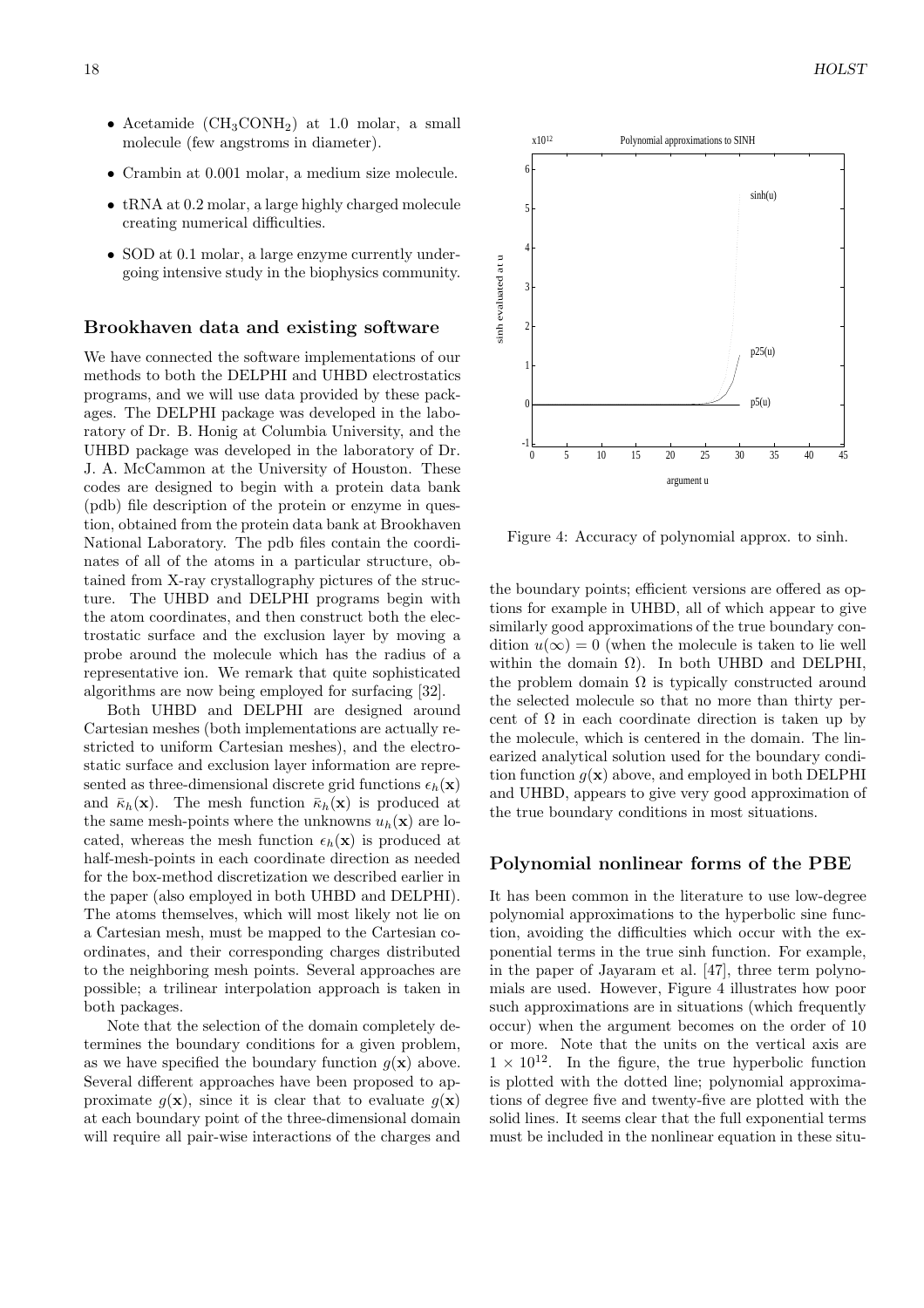- Acetamide ($CH_3CONH_2$) at 1.0 molar, a small molecule (few angstroms in diameter).
- Crambin at 0.001 molar, a medium size molecule.
- tRNA at 0.2 molar, a large highly charged molecule creating numerical difficulties.
- SOD at 0.1 molar, a large enzyme currently undergoing intensive study in the biophysics community.

## Brookhaven data and existing software

We have connected the software implementations of our methods to both the DELPHI and UHBD electrostatics programs, and we will use data provided by these packages. The DELPHI package was developed in the laboratory of Dr. B. Honig at Columbia University, and the UHBD package was developed in the laboratory of Dr. J. A. McCammon at the University of Houston. These codes are designed to begin with a protein data bank (pdb) file description of the protein or enzyme in question, obtained from the protein data bank at Brookhaven National Laboratory. The pdb files contain the coordinates of all of the atoms in a particular structure, obtained from X-ray crystallography pictures of the structure. The UHBD and DELPHI programs begin with the atom coordinates, and then construct both the electrostatic surface and the exclusion layer by moving a probe around the molecule which has the radius of a representative ion. We remark that quite sophisticated algorithms are now being employed for surfacing [32].

Both UHBD and DELPHI are designed around Cartesian meshes (both implementations are actually restricted to uniform Cartesian meshes), and the electrostatic surface and exclusion layer information are represented as three-dimensional discrete grid functions $\epsilon_h(\mathbf{x})$ and $\bar{\kappa}_h(\mathbf{x})$. The mesh function $\bar{\kappa}_h(\mathbf{x})$ is produced at the same mesh-points where the unknowns $u_h(\mathbf{x})$ are located, whereas the mesh function $\epsilon_h(\mathbf{x})$ is produced at half-mesh-points in each coordinate direction as needed for the box-method discretization we described earlier in the paper (also employed in both UHBD and DELPHI). The atoms themselves, which will most likely not lie on a Cartesian mesh, must be mapped to the Cartesian coordinates, and their corresponding charges distributed to the neighboring mesh points. Several approaches are possible; a trilinear interpolation approach is taken in both packages.

Note that the selection of the domain completely determines the boundary conditions for a given problem, as we have specified the boundary function $g(\mathbf{x})$ above. Several different approaches have been proposed to approximate $g(\mathbf{x})$, since it is clear that to evaluate $g(\mathbf{x})$ at each boundary point of the three-dimensional domain will require all pair-wise interactions of the charges and the boundary points; efficient versions are offered as options for example in UHBD, all of which appear to give similarly good approximations of the true boundary condition $u(\infty) = 0$ (when the molecule is taken to lie well within the domain $\Omega$). In both UHBD and DELPHI, the problem domain $\Omega$ is typically constructed around the selected molecule so that no more than thirty percent of $\Omega$ in each coordinate direction is taken up by the molecule, which is centered in the domain. The linearized analytical solution used for the boundary condition function $g(\mathbf{x})$ above, and employed in both DELPHI and UHBD, appears to give very good approximation of the true boundary conditions in most situations.

Figure 4: Accuracy of polynomial approx. to sinh.

## Polynomial nonlinear forms of the PBE

It has been common in the literature to use low-degree polynomial approximations to the hyperbolic sine function, avoiding the difficulties which occur with the exponential terms in the true sinh function. For example, in the paper of Jayaram et al. [47], three term polynomials are used. However, Figure 4 illustrates how poor such approximations are in situations (which frequently occur) when the argument becomes on the order of 10 or more. Note that the units on the vertical axis are $1 \times 10^{12}$. In the figure, the true hyperbolic function is plotted with the dotted line; polynomial approximations of degree five and twenty-five are plotted with the solid lines. It seems clear that the full exponential terms must be included in the nonlinear equation in these situ-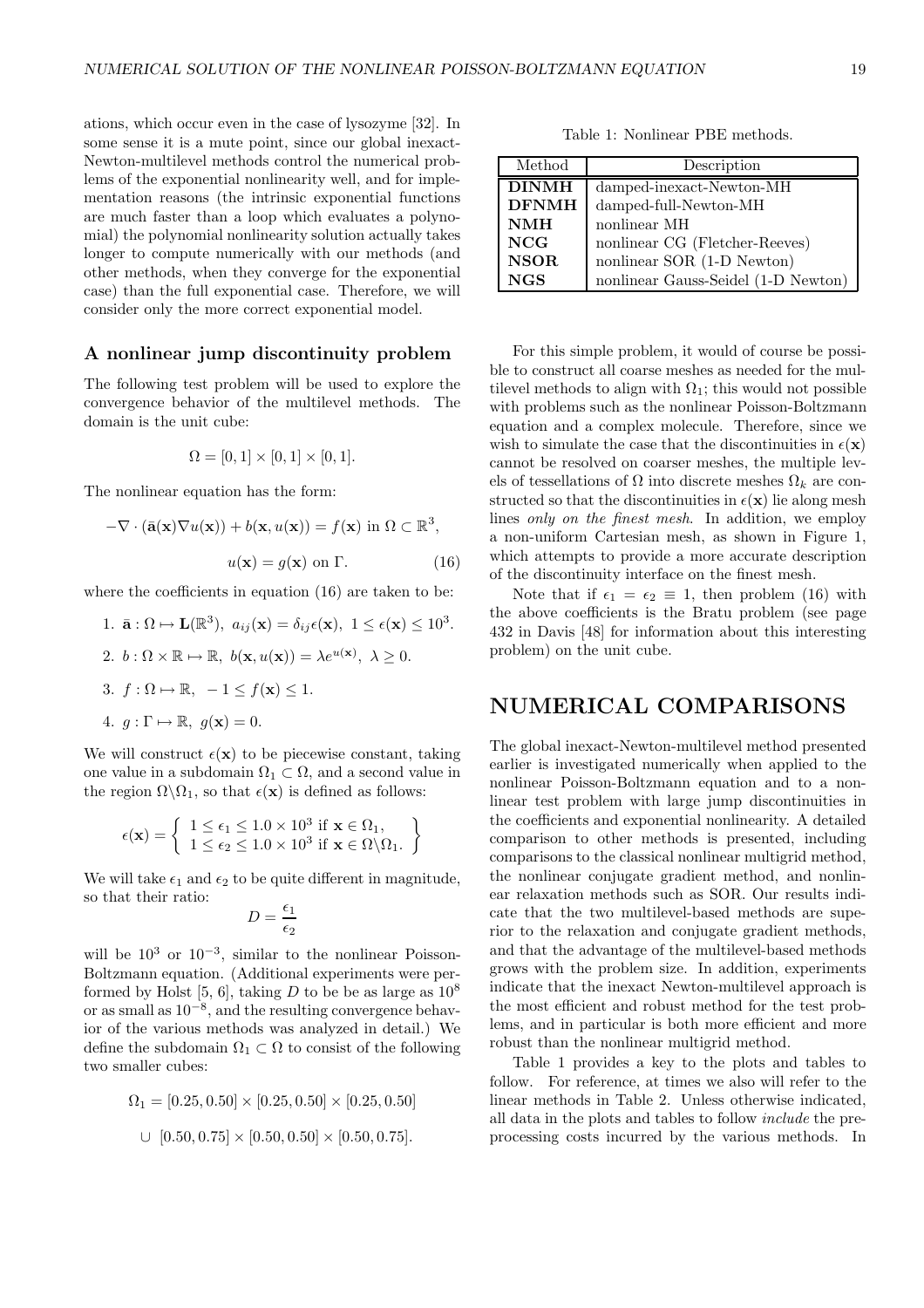ations, which occur even in the case of lysozyme [32]. In some sense it is a mute point, since our global inexact-Newton-multilevel methods control the numerical problems of the exponential nonlinearity well, and for implementation reasons (the intrinsic exponential functions are much faster than a loop which evaluates a polynomial) the polynomial nonlinearity solution actually takes longer to compute numerically with our methods (and other methods, when they converge for the exponential case) than the full exponential case. Therefore, we will consider only the more correct exponential model.

### A nonlinear jump discontinuity problem

The following test problem will be used to explore the convergence behavior of the multilevel methods. The domain is the unit cube:

$$\Omega = [0,1] \times [0,1] \times [0,1].$$

The nonlinear equation has the form:

$$-\nabla \cdot (\bar{\mathbf{a}}(\mathbf{x}) \nabla u(\mathbf{x})) + b(\mathbf{x}, u(\mathbf{x})) = f(\mathbf{x}) \text{ in } \Omega \subset \mathbb{R}^3,$$

$$u(\mathbf{x}) = g(\mathbf{x}) \text{ on } \Gamma. \tag{16}$$

where the coefficients in equation (16) are taken to be:

1. $\bar{\mathbf{a}} : \Omega \mapsto \mathbf{L}(\mathbb{R}^3),\ a_{ij}(\mathbf{x}) = \delta_{ij}\epsilon(\mathbf{x}),\ 1 \le \epsilon(\mathbf{x}) \le 10^3$.
2. $b : \Omega \times \mathbb{R} \mapsto \mathbb{R},\ b(\mathbf{x}, u(\mathbf{x})) = \lambda e^{u(\mathbf{x})},\ \lambda \ge 0$.
3. $f : \Omega \mapsto \mathbb{R},\ -1 \le f(\mathbf{x}) \le 1$.
4. $g : \Gamma \mapsto \mathbb{R},\ g(\mathbf{x}) = 0$.

We will construct $\epsilon(\mathbf{x})$ to be piecewise constant, taking one value in a subdomain $\Omega_1 \subset \Omega$, and a second value in the region $\Omega \backslash \Omega_1$, so that $\epsilon(\mathbf{x})$ is defined as follows:

$$\epsilon(\mathbf{x}) = \left\{ \begin{array}{l} 1 \le \epsilon_1 \le 1.0 \times 10^3 \text{ if } \mathbf{x} \in \Omega_1, \\ 1 \le \epsilon_2 \le 1.0 \times 10^3 \text{ if } \mathbf{x} \in \Omega \backslash \Omega_1. \end{array} \right\}$$

We will take $\epsilon_1$ and $\epsilon_2$ to be quite different in magnitude, so that their ratio:

$$D = \frac{\epsilon_1}{\epsilon_2}$$

will be $10^3$ or $10^{-3}$, similar to the nonlinear Poisson-Boltzmann equation. (Additional experiments were performed by Holst [5, 6], taking $D$ to be be as large as $10^8$ or as small as $10^{-8}$, and the resulting convergence behavior of the various methods was analyzed in detail.) We define the subdomain $\Omega_1 \subset \Omega$ to consist of the following two smaller cubes:

$$\Omega_1 = [0.25, 0.50] \times [0.25, 0.50] \times [0.25, 0.50]$$

$$\cup\ [0.50, 0.75] \times [0.50, 0.50] \times [0.50, 0.75].$$

Table 1: Nonlinear PBE methods.

| Method | Description |
|---|---|
| **DINMH** | damped-inexact-Newton-MH |
| **DFNMH** | damped-full-Newton-MH |
| **NMH** | nonlinear MH |
| **NCG** | nonlinear CG (Fletcher-Reeves) |
| **NSOR** | nonlinear SOR (1-D Newton) |
| **NGS** | nonlinear Gauss-Seidel (1-D Newton) |

For this simple problem, it would of course be possible to construct all coarse meshes as needed for the multilevel methods to align with $\Omega_1$; this would not possible with problems such as the nonlinear Poisson-Boltzmann equation and a complex molecule. Therefore, since we wish to simulate the case that the discontinuities in $\epsilon(\mathbf{x})$ cannot be resolved on coarser meshes, the multiple levels of tessellations of $\Omega$ into discrete meshes $\Omega_k$ are constructed so that the discontinuities in $\epsilon(\mathbf{x})$ lie along mesh lines *only on the finest mesh*. In addition, we employ a non-uniform Cartesian mesh, as shown in Figure 1, which attempts to provide a more accurate description of the discontinuity interface on the finest mesh.

Note that if $\epsilon_1 = \epsilon_2 \equiv 1$, then problem (16) with the above coefficients is the Bratu problem (see page 432 in Davis [48] for information about this interesting problem) on the unit cube.

## NUMERICAL COMPARISONS

The global inexact-Newton-multilevel method presented earlier is investigated numerically when applied to the nonlinear Poisson-Boltzmann equation and to a nonlinear test problem with large jump discontinuities in the coefficients and exponential nonlinearity. A detailed comparison to other methods is presented, including comparisons to the classical nonlinear multigrid method, the nonlinear conjugate gradient method, and nonlinear relaxation methods such as SOR. Our results indicate that the two multilevel-based methods are superior to the relaxation and conjugate gradient methods, and that the advantage of the multilevel-based methods grows with the problem size. In addition, experiments indicate that the inexact Newton-multilevel approach is the most efficient and robust method for the test problems, and in particular is both more efficient and more robust than the nonlinear multigrid method.

Table 1 provides a key to the plots and tables to follow. For reference, at times we also will refer to the linear methods in Table 2. Unless otherwise indicated, all data in the plots and tables to follow *include* the preprocessing costs incurred by the various methods. In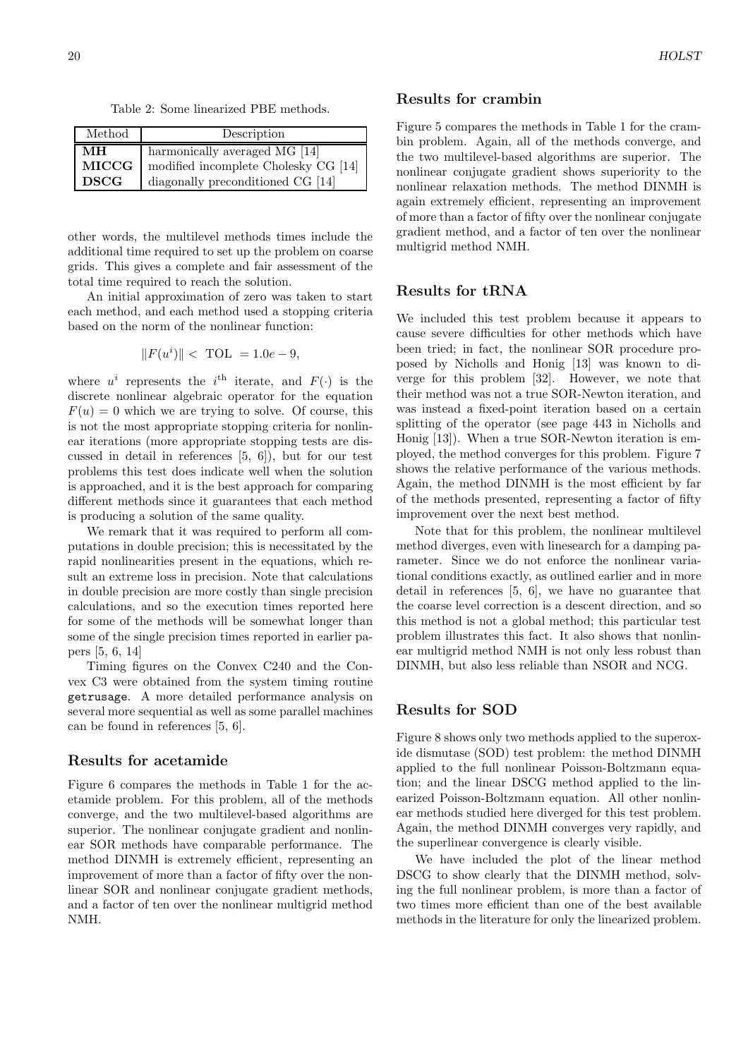Table 2: Some linearized PBE methods.

| Method | Description |
| --- | --- |
| **MH** | harmonically averaged MG [14] |
| **MICCG** | modified incomplete Cholesky CG [14] |
| **DSCG** | diagonally preconditioned CG [14] |

other words, the multilevel methods times include the additional time required to set up the problem on coarse grids. This gives a complete and fair assessment of the total time required to reach the solution.

An initial approximation of zero was taken to start each method, and each method used a stopping criteria based on the norm of the nonlinear function:

$$\|F(u^i)\| < \text{ TOL } = 1.0e-9,$$

where $u^i$ represents the $i^{\text{th}}$ iterate, and $F(\cdot)$ is the discrete nonlinear algebraic operator for the equation $F(u) = 0$ which we are trying to solve. Of course, this is not the most appropriate stopping criteria for nonlinear iterations (more appropriate stopping tests are discussed in detail in references [5, 6]), but for our test problems this test does indicate well when the solution is approached, and it is the best approach for comparing different methods since it guarantees that each method is producing a solution of the same quality.

We remark that it was required to perform all computations in double precision; this is necessitated by the rapid nonlinearities present in the equations, which result an extreme loss in precision. Note that calculations in double precision are more costly than single precision calculations, and so the execution times reported here for some of the methods will be somewhat longer than some of the single precision times reported in earlier papers [5, 6, 14]

Timing figures on the Convex C240 and the Convex C3 were obtained from the system timing routine `getrusage`. A more detailed performance analysis on several more sequential as well as some parallel machines can be found in references [5, 6].

## Results for acetamide

Figure 6 compares the methods in Table 1 for the acetamide problem. For this problem, all of the methods converge, and the two multilevel-based algorithms are superior. The nonlinear conjugate gradient and nonlinear SOR methods have comparable performance. The method DINMH is extremely efficient, representing an improvement of more than a factor of fifty over the nonlinear SOR and nonlinear conjugate gradient methods, and a factor of ten over the nonlinear multigrid method NMH.

## Results for crambin

Figure 5 compares the methods in Table 1 for the crambin problem. Again, all of the methods converge, and the two multilevel-based algorithms are superior. The nonlinear conjugate gradient shows superiority to the nonlinear relaxation methods. The method DINMH is again extremely efficient, representing an improvement of more than a factor of fifty over the nonlinear conjugate gradient method, and a factor of ten over the nonlinear multigrid method NMH.

## Results for tRNA

We included this test problem because it appears to cause severe difficulties for other methods which have been tried; in fact, the nonlinear SOR procedure proposed by Nicholls and Honig [13] was known to diverge for this problem [32]. However, we note that their method was not a true SOR-Newton iteration, and was instead a fixed-point iteration based on a certain splitting of the operator (see page 443 in Nicholls and Honig [13]). When a true SOR-Newton iteration is employed, the method converges for this problem. Figure 7 shows the relative performance of the various methods. Again, the method DINMH is the most efficient by far of the methods presented, representing a factor of fifty improvement over the next best method.

Note that for this problem, the nonlinear multilevel method diverges, even with linesearch for a damping parameter. Since we do not enforce the nonlinear variational conditions exactly, as outlined earlier and in more detail in references [5, 6], we have no guarantee that the coarse level correction is a descent direction, and so this method is not a global method; this particular test problem illustrates this fact. It also shows that nonlinear multigrid method NMH is not only less robust than DINMH, but also less reliable than NSOR and NCG.

## Results for SOD

Figure 8 shows only two methods applied to the superoxide dismutase (SOD) test problem: the method DINMH applied to the full nonlinear Poisson-Boltzmann equation; and the linear DSCG method applied to the linearized Poisson-Boltzmann equation. All other nonlinear methods studied here diverged for this test problem. Again, the method DINMH converges very rapidly, and the superlinear convergence is clearly visible.

We have included the plot of the linear method DSCG to show clearly that the DINMH method, solving the full nonlinear problem, is more than a factor of two times more efficient than one of the best available methods in the literature for only the linearized problem.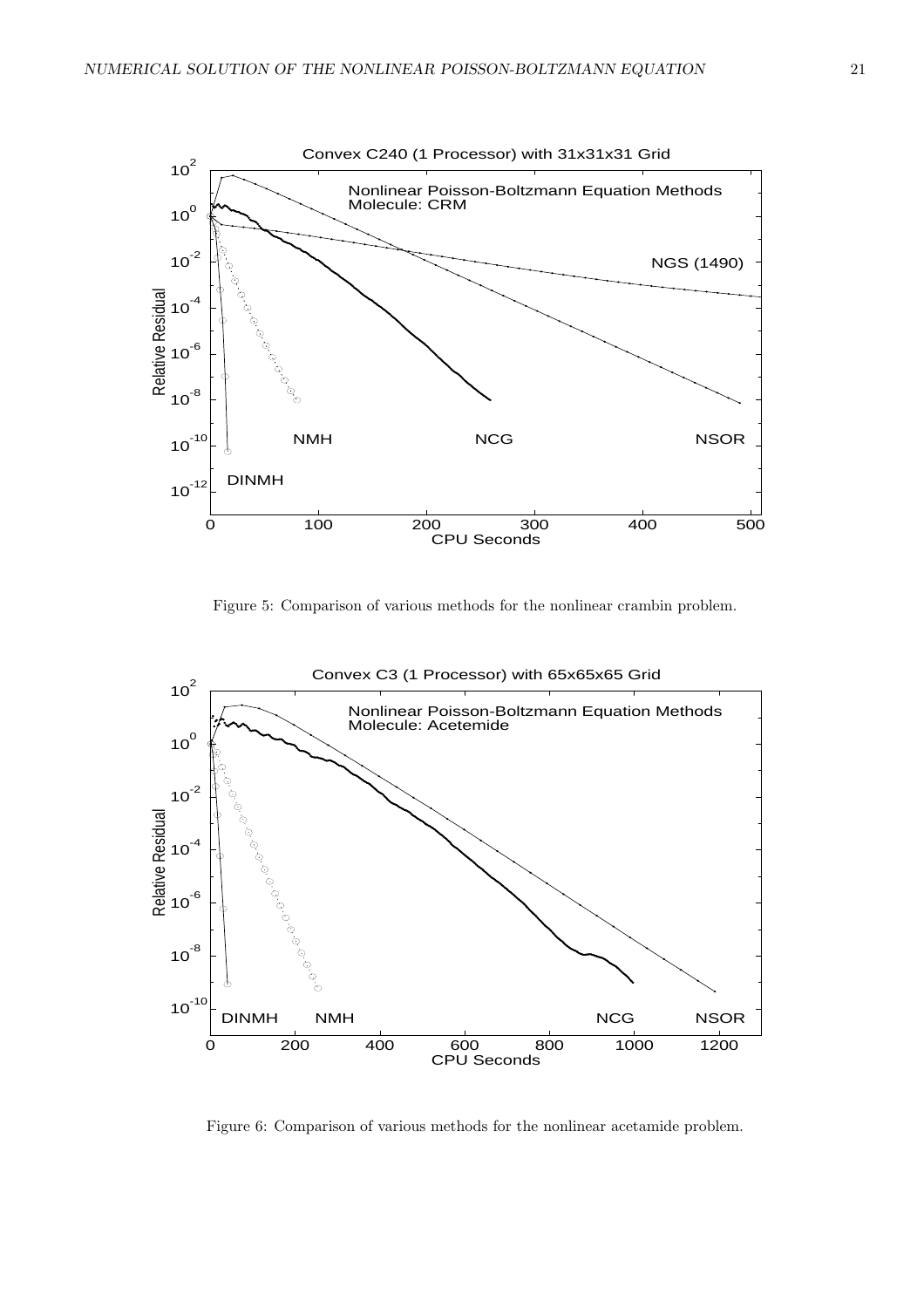Figure 5: Comparison of various methods for the nonlinear crambin problem.

Figure 6: Comparison of various methods for the nonlinear acetamide problem.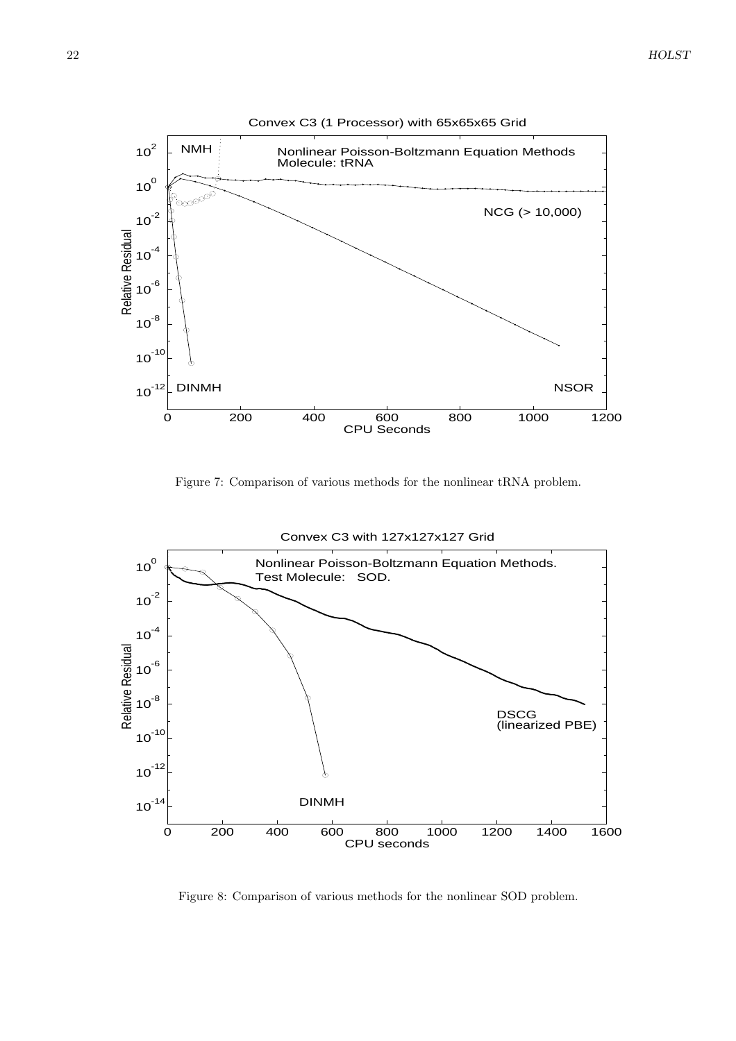Figure 7: Comparison of various methods for the nonlinear tRNA problem.

Figure 8: Comparison of various methods for the nonlinear SOD problem.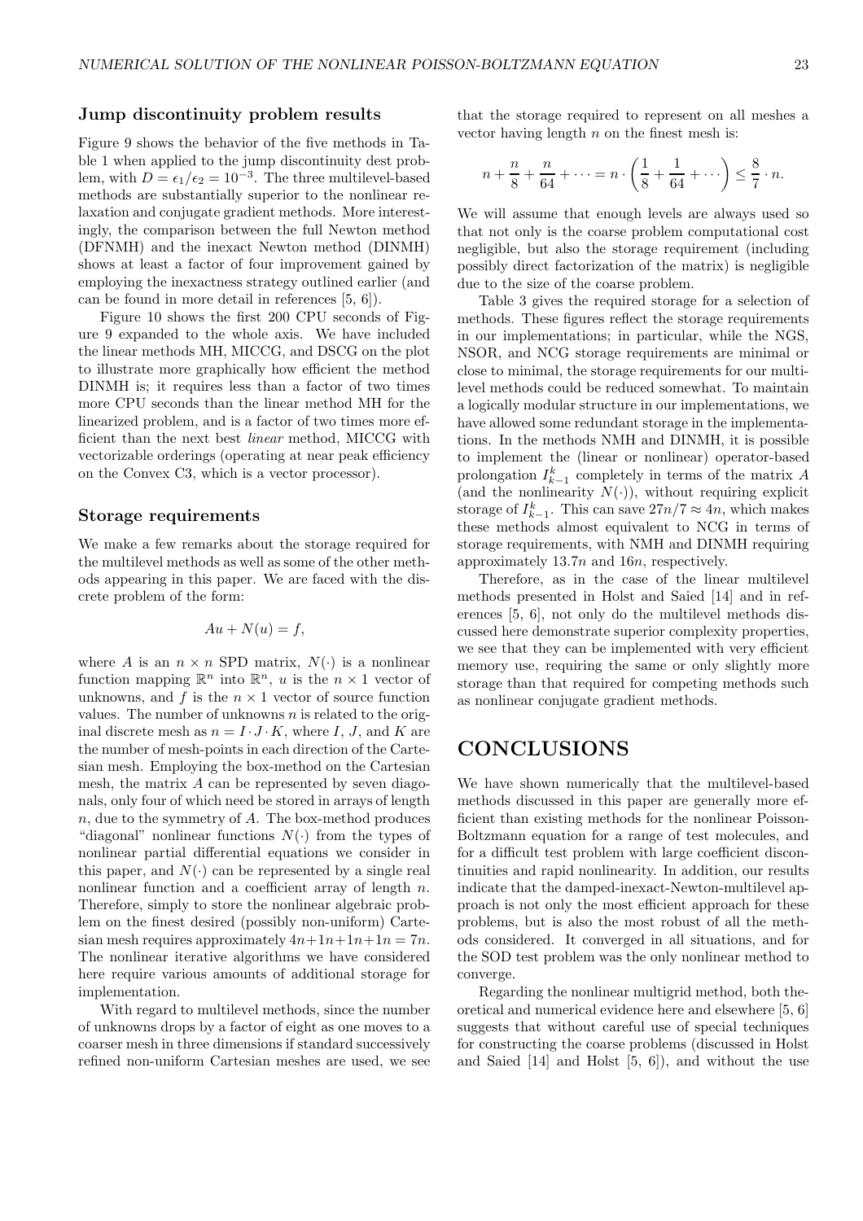### Jump discontinuity problem results

Figure 9 shows the behavior of the five methods in Table 1 when applied to the jump discontinuity dest problem, with $D = \epsilon_1/\epsilon_2 = 10^{-3}$. The three multilevel-based methods are substantially superior to the nonlinear relaxation and conjugate gradient methods. More interestingly, the comparison between the full Newton method (DFNMH) and the inexact Newton method (DINMH) shows at least a factor of four improvement gained by employing the inexactness strategy outlined earlier (and can be found in more detail in references [5, 6]).

Figure 10 shows the first 200 CPU seconds of Figure 9 expanded to the whole axis. We have included the linear methods MH, MICCG, and DSCG on the plot to illustrate more graphically how efficient the method DINMH is; it requires less than a factor of two times more CPU seconds than the linear method MH for the linearized problem, and is a factor of two times more efficient than the next best *linear* method, MICCG with vectorizable orderings (operating at near peak efficiency on the Convex C3, which is a vector processor).

### Storage requirements

We make a few remarks about the storage required for the multilevel methods as well as some of the other methods appearing in this paper. We are faced with the discrete problem of the form:

$$Au + N(u) = f,$$

where $A$ is an $n \times n$ SPD matrix, $N(\cdot)$ is a nonlinear function mapping $\mathbb{R}^n$ into $\mathbb{R}^n$, $u$ is the $n \times 1$ vector of unknowns, and $f$ is the $n \times 1$ vector of source function values. The number of unknowns $n$ is related to the original discrete mesh as $n = I \cdot J \cdot K$, where $I$, $J$, and $K$ are the number of mesh-points in each direction of the Cartesian mesh. Employing the box-method on the Cartesian mesh, the matrix $A$ can be represented by seven diagonals, only four of which need be stored in arrays of length $n$, due to the symmetry of $A$. The box-method produces "diagonal" nonlinear functions $N(\cdot)$ from the types of nonlinear partial differential equations we consider in this paper, and $N(\cdot)$ can be represented by a single real nonlinear function and a coefficient array of length $n$. Therefore, simply to store the nonlinear algebraic problem on the finest desired (possibly non-uniform) Cartesian mesh requires approximately $4n+1n+1n+1n = 7n$. The nonlinear iterative algorithms we have considered here require various amounts of additional storage for implementation.

With regard to multilevel methods, since the number of unknowns drops by a factor of eight as one moves to a coarser mesh in three dimensions if standard successively refined non-uniform Cartesian meshes are used, we see that the storage required to represent on all meshes a vector having length $n$ on the finest mesh is:

$$n + \frac{n}{8} + \frac{n}{64} + \cdots = n \cdot \left( \frac{1}{8} + \frac{1}{64} + \cdots \right) \leq \frac{8}{7} \cdot n.$$

We will assume that enough levels are always used so that not only is the coarse problem computational cost negligible, but also the storage requirement (including possibly direct factorization of the matrix) is negligible due to the size of the coarse problem.

Table 3 gives the required storage for a selection of methods. These figures reflect the storage requirements in our implementations; in particular, while the NGS, NSOR, and NCG storage requirements are minimal or close to minimal, the storage requirements for our multilevel methods could be reduced somewhat. To maintain a logically modular structure in our implementations, we have allowed some redundant storage in the implementations. In the methods NMH and DINMH, it is possible to implement the (linear or nonlinear) operator-based prolongation $I_{k-1}^k$ completely in terms of the matrix $A$ (and the nonlinearity $N(\cdot)$), without requiring explicit storage of $I_{k-1}^k$. This can save $27n/7 \approx 4n$, which makes these methods almost equivalent to NCG in terms of storage requirements, with NMH and DINMH requiring approximately $13.7n$ and $16n$, respectively.

Therefore, as in the case of the linear multilevel methods presented in Holst and Saied [14] and in references [5, 6], not only do the multilevel methods discussed here demonstrate superior complexity properties, we see that they can be implemented with very efficient memory use, requiring the same or only slightly more storage than that required for competing methods such as nonlinear conjugate gradient methods.

## CONCLUSIONS

We have shown numerically that the multilevel-based methods discussed in this paper are generally more efficient than existing methods for the nonlinear Poisson-Boltzmann equation for a range of test molecules, and for a difficult test problem with large coefficient discontinuities and rapid nonlinearity. In addition, our results indicate that the damped-inexact-Newton-multilevel approach is not only the most efficient approach for these problems, but is also the most robust of all the methods considered. It converged in all situations, and for the SOD test problem was the only nonlinear method to converge.

Regarding the nonlinear multigrid method, both theoretical and numerical evidence here and elsewhere [5, 6] suggests that without careful use of special techniques for constructing the coarse problems (discussed in Holst and Saied [14] and Holst [5, 6]), and without the use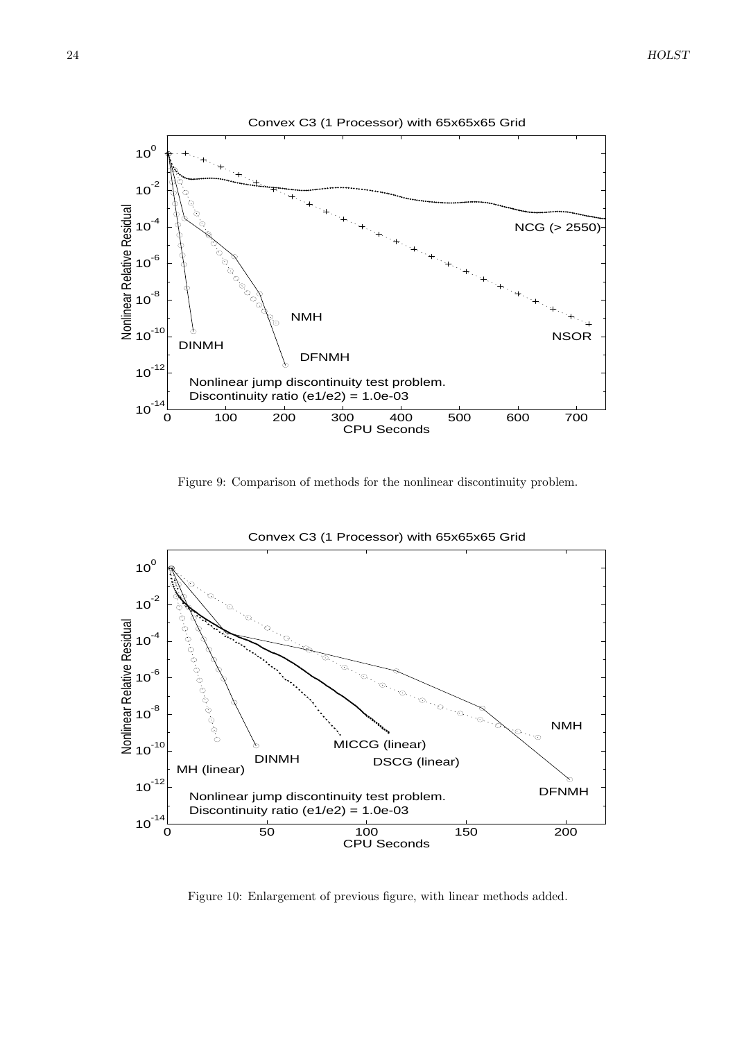Figure 9: Comparison of methods for the nonlinear discontinuity problem.

Figure 10: Enlargement of previous figure, with linear methods added.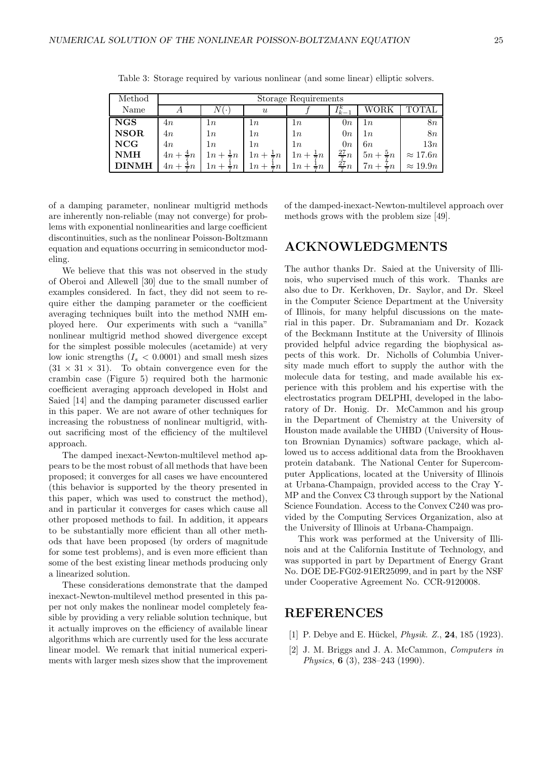Table 3: Storage required by various nonlinear (and some linear) elliptic solvers.

| Method | Storage Requirements | | | | | | |
|---|---|---|---|---|---|---|---|
| Name | $A$ | $N(\cdot)$ | $u$ | $f$ | $I_{k-1}^k$ | WORK | TOTAL |
| **NGS** | $4n$ | $1n$ | $1n$ | $1n$ | $0n$ | $1n$ | $8n$ |
| **NSOR** | $4n$ | $1n$ | $1n$ | $1n$ | $0n$ | $1n$ | $8n$ |
| **NCG** | $4n$ | $1n$ | $1n$ | $1n$ | $0n$ | $6n$ | $13n$ |
| **NMH** | $4n + \frac{4}{7}n$ | $1n + \frac{1}{7}n$ | $1n + \frac{1}{7}n$ | $1n + \frac{1}{7}n$ | $\frac{27}{7}n$ | $5n + \frac{5}{7}n$ | $\approx 17.6n$ |
| **DINMH** | $4n + \frac{4}{7}n$ | $1n + \frac{1}{7}n$ | $1n + \frac{1}{7}n$ | $1n + \frac{1}{7}n$ | $\frac{27}{7}n$ | $7n + \frac{7}{7}n$ | $\approx 19.9n$ |

of a damping parameter, nonlinear multigrid methods are inherently non-reliable (may not converge) for problems with exponential nonlinearities and large coefficient discontinuities, such as the nonlinear Poisson-Boltzmann equation and equations occurring in semiconductor modeling.

We believe that this was not observed in the study of Oberoi and Allewell [30] due to the small number of examples considered. In fact, they did not seem to require either the damping parameter or the coefficient averaging techniques built into the method NMH employed here. Our experiments with such a "vanilla" nonlinear multigrid method showed divergence except for the simplest possible molecules (acetamide) at very low ionic strengths ($I_s < 0.0001$) and small mesh sizes ($31 \times 31 \times 31$). To obtain convergence even for the crambin case (Figure 5) required both the harmonic coefficient averaging approach developed in Holst and Saied [14] and the damping parameter discussed earlier in this paper. We are not aware of other techniques for increasing the robustness of nonlinear multigrid, without sacrificing most of the efficiency of the multilevel approach.

The damped inexact-Newton-multilevel method appears to be the most robust of all methods that have been proposed; it converges for all cases we have encountered (this behavior is supported by the theory presented in this paper, which was used to construct the method), and in particular it converges for cases which cause all other proposed methods to fail. In addition, it appears to be substantially more efficient than all other methods that have been proposed (by orders of magnitude for some test problems), and is even more efficient than some of the best existing linear methods producing only a linearized solution.

These considerations demonstrate that the damped inexact-Newton-multilevel method presented in this paper not only makes the nonlinear model completely feasible by providing a very reliable solution technique, but it actually improves on the efficiency of available linear algorithms which are currently used for the less accurate linear model. We remark that initial numerical experiments with larger mesh sizes show that the improvement of the damped-inexact-Newton-multilevel approach over methods grows with the problem size [49].

## ACKNOWLEDGMENTS

The author thanks Dr. Saied at the University of Illinois, who supervised much of this work. Thanks are also due to Dr. Kerkhoven, Dr. Saylor, and Dr. Skeel in the Computer Science Department at the University of Illinois, for many helpful discussions on the material in this paper. Dr. Subramaniam and Dr. Kozack of the Beckmann Institute at the University of Illinois provided helpful advice regarding the biophysical aspects of this work. Dr. Nicholls of Columbia University made much effort to supply the author with the molecule data for testing, and made available his experience with this problem and his expertise with the electrostatics program DELPHI, developed in the laboratory of Dr. Honig. Dr. McCammon and his group in the Department of Chemistry at the University of Houston made available the UHBD (University of Houston Brownian Dynamics) software package, which allowed us to access additional data from the Brookhaven protein databank. The National Center for Supercomputer Applications, located at the University of Illinois at Urbana-Champaign, provided access to the Cray Y-MP and the Convex C3 through support by the National Science Foundation. Access to the Convex C240 was provided by the Computing Services Organization, also at the University of Illinois at Urbana-Champaign.

This work was performed at the University of Illinois and at the California Institute of Technology, and was supported in part by Department of Energy Grant No. DOE DE-FG02-91ER25099, and in part by the NSF under Cooperative Agreement No. CCR-9120008.

## REFERENCES

[1] P. Debye and E. Hückel, *Physik. Z.*, **24**, 185 (1923).

[2] J. M. Briggs and J. A. McCammon, *Computers in Physics*, **6** (3), 238–243 (1990).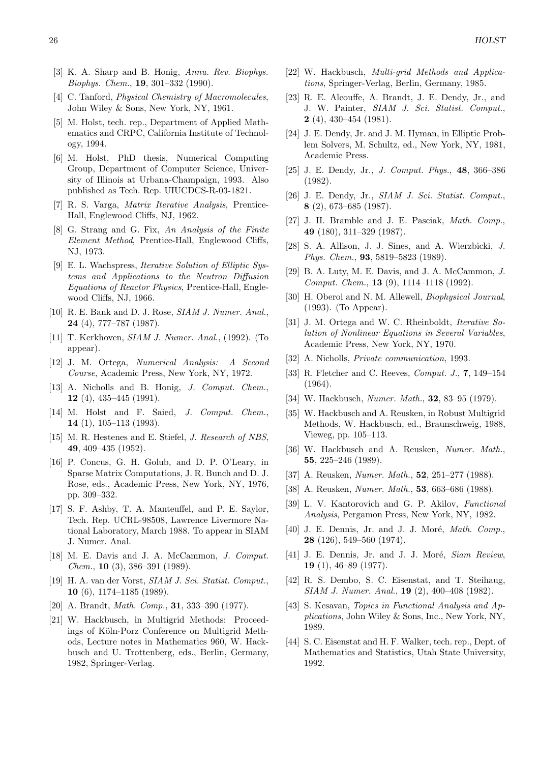[3] K. A. Sharp and B. Honig, *Annu. Rev. Biophys. Biophys. Chem.*, **19**, 301–332 (1990).

[4] C. Tanford, *Physical Chemistry of Macromolecules*, John Wiley & Sons, New York, NY, 1961.

[5] M. Holst, tech. rep., Department of Applied Mathematics and CRPC, California Institute of Technology, 1994.

[6] M. Holst, PhD thesis, Numerical Computing Group, Department of Computer Science, University of Illinois at Urbana-Champaign, 1993. Also published as Tech. Rep. UIUCDCS-R-03-1821.

[7] R. S. Varga, *Matrix Iterative Analysis*, Prentice-Hall, Englewood Cliffs, NJ, 1962.

[8] G. Strang and G. Fix, *An Analysis of the Finite Element Method*, Prentice-Hall, Englewood Cliffs, NJ, 1973.

[9] E. L. Wachspress, *Iterative Solution of Elliptic Systems and Applications to the Neutron Diffusion Equations of Reactor Physics*, Prentice-Hall, Englewood Cliffs, NJ, 1966.

[10] R. E. Bank and D. J. Rose, *SIAM J. Numer. Anal.*, **24** (4), 777–787 (1987).

[11] T. Kerkhoven, *SIAM J. Numer. Anal.*, (1992). (To appear).

[12] J. M. Ortega, *Numerical Analysis: A Second Course*, Academic Press, New York, NY, 1972.

[13] A. Nicholls and B. Honig, *J. Comput. Chem.*, **12** (4), 435–445 (1991).

[14] M. Holst and F. Saied, *J. Comput. Chem.*, **14** (1), 105–113 (1993).

[15] M. R. Hestenes and E. Stiefel, *J. Research of NBS*, **49**, 409–435 (1952).

[16] P. Concus, G. H. Golub, and D. P. O'Leary, in Sparse Matrix Computations, J. R. Bunch and D. J. Rose, eds., Academic Press, New York, NY, 1976, pp. 309–332.

[17] S. F. Ashby, T. A. Manteuffel, and P. E. Saylor, Tech. Rep. UCRL-98508, Lawrence Livermore National Laboratory, March 1988. To appear in SIAM J. Numer. Anal.

[18] M. E. Davis and J. A. McCammon, *J. Comput. Chem.*, **10** (3), 386–391 (1989).

[19] H. A. van der Vorst, *SIAM J. Sci. Statist. Comput.*, **10** (6), 1174–1185 (1989).

[20] A. Brandt, *Math. Comp.*, **31**, 333–390 (1977).

[21] W. Hackbusch, in Multigrid Methods: Proceedings of Köln-Porz Conference on Multigrid Methods, Lecture notes in Mathematics 960, W. Hackbusch and U. Trottenberg, eds., Berlin, Germany, 1982, Springer-Verlag.

[22] W. Hackbusch, *Multi-grid Methods and Applications*, Springer-Verlag, Berlin, Germany, 1985.

[23] R. E. Alcouffe, A. Brandt, J. E. Dendy, Jr., and J. W. Painter, *SIAM J. Sci. Statist. Comput.*, **2** (4), 430–454 (1981).

[24] J. E. Dendy, Jr. and J. M. Hyman, in Elliptic Problem Solvers, M. Schultz, ed., New York, NY, 1981, Academic Press.

[25] J. E. Dendy, Jr., *J. Comput. Phys.*, **48**, 366–386 (1982).

[26] J. E. Dendy, Jr., *SIAM J. Sci. Statist. Comput.*, **8** (2), 673–685 (1987).

[27] J. H. Bramble and J. E. Pasciak, *Math. Comp.*, **49** (180), 311–329 (1987).

[28] S. A. Allison, J. J. Sines, and A. Wierzbicki, *J. Phys. Chem.*, **93**, 5819–5823 (1989).

[29] B. A. Luty, M. E. Davis, and J. A. McCammon, *J. Comput. Chem.*, **13** (9), 1114–1118 (1992).

[30] H. Oberoi and N. M. Allewell, *Biophysical Journal*, (1993). (To Appear).

[31] J. M. Ortega and W. C. Rheinboldt, *Iterative Solution of Nonlinear Equations in Several Variables*, Academic Press, New York, NY, 1970.

[32] A. Nicholls, *Private communication*, 1993.

[33] R. Fletcher and C. Reeves, *Comput. J.*, **7**, 149–154 (1964).

[34] W. Hackbusch, *Numer. Math.*, **32**, 83–95 (1979).

[35] W. Hackbusch and A. Reusken, in Robust Multigrid Methods, W. Hackbusch, ed., Braunschweig, 1988, Vieweg, pp. 105–113.

[36] W. Hackbusch and A. Reusken, *Numer. Math.*, **55**, 225–246 (1989).

[37] A. Reusken, *Numer. Math.*, **52**, 251–277 (1988).

[38] A. Reusken, *Numer. Math.*, **53**, 663–686 (1988).

[39] L. V. Kantorovich and G. P. Akilov, *Functional Analysis*, Pergamon Press, New York, NY, 1982.

[40] J. E. Dennis, Jr. and J. J. Moré, *Math. Comp.*, **28** (126), 549–560 (1974).

[41] J. E. Dennis, Jr. and J. J. Moré, *Siam Review*, **19** (1), 46–89 (1977).

[42] R. S. Dembo, S. C. Eisenstat, and T. Steihaug, *SIAM J. Numer. Anal.*, **19** (2), 400–408 (1982).

[43] S. Kesavan, *Topics in Functional Analysis and Applications*, John Wiley & Sons, Inc., New York, NY, 1989.

[44] S. C. Eisenstat and H. F. Walker, tech. rep., Dept. of Mathematics and Statistics, Utah State University, 1992.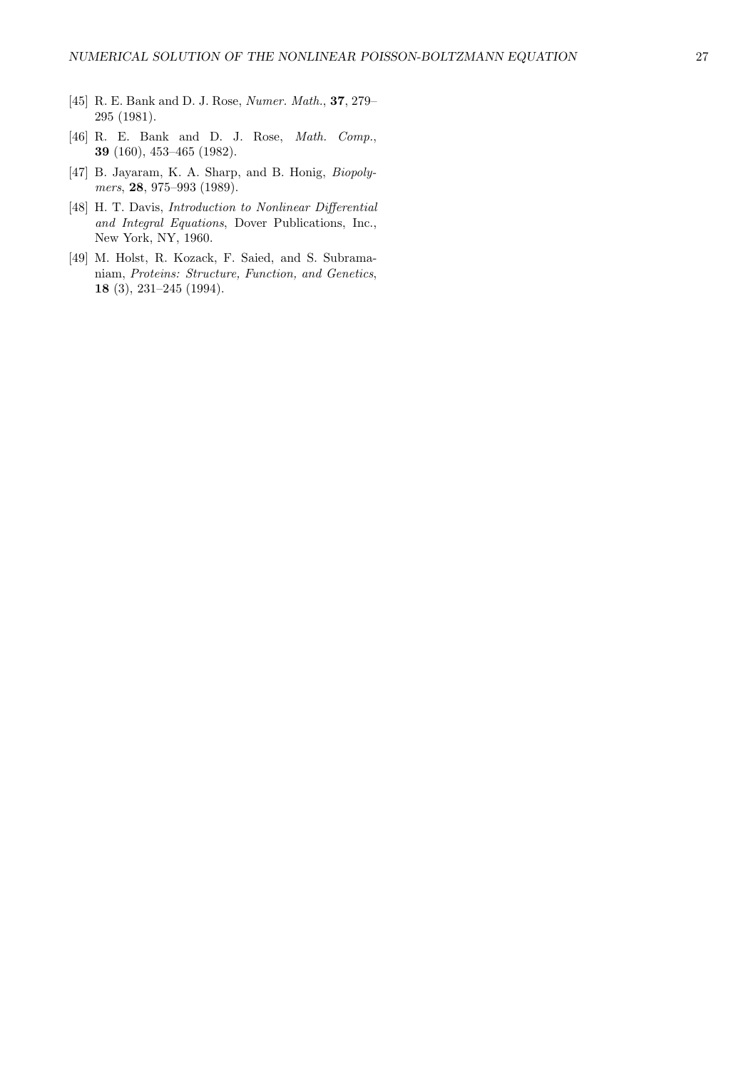[45] R. E. Bank and D. J. Rose, *Numer. Math.*, **37**, 279–295 (1981).

[46] R. E. Bank and D. J. Rose, *Math. Comp.*, **39** (160), 453–465 (1982).

[47] B. Jayaram, K. A. Sharp, and B. Honig, *Biopolymers*, **28**, 975–993 (1989).

[48] H. T. Davis, *Introduction to Nonlinear Differential and Integral Equations*, Dover Publications, Inc., New York, NY, 1960.

[49] M. Holst, R. Kozack, F. Saied, and S. Subramaniam, *Proteins: Structure, Function, and Genetics*, **18** (3), 231–245 (1994).